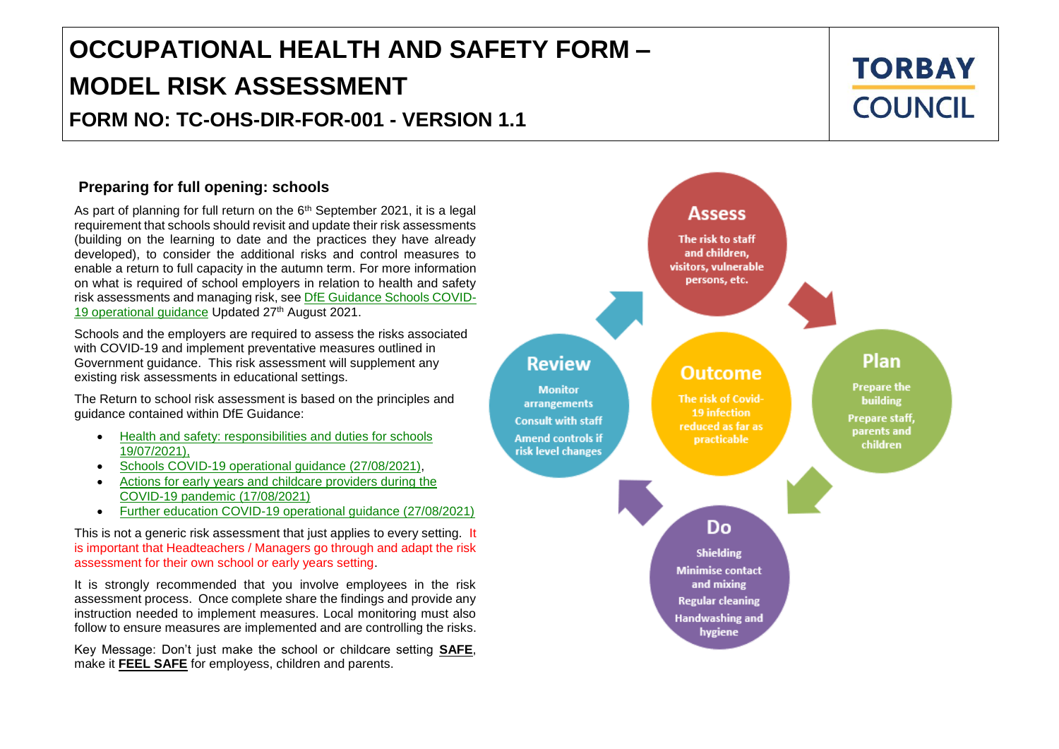# OCCUPATIONAL HEALTH AND SAFETY FORM – MODEL RISK ASSESSMENT

## FORM NO: TC-OHS-DIR-FOR-001 - VERSION 1.1

TORBAY COUNCIL

### Preparing for full opening: schools

As part of planning for full return on the 6th September 2021, it is a legal requirement that schools should revisit and update their risk assessments (building on the learning to date and the practices they have already developed), to consider the additional risks and control measures to enable a return to full capacity in the autumn term. For more information on what is required of school employers in relation to health and safety risk assessments and managing risk, see DfE Guidance Schools COVID-19 operational guidance Updated 27th August 2021.

Schools and the employers are required to assess the risks associated with COVID-19 and implement preventative measures outlined in Government guidance. This risk assessment will supplement any existing risk assessments in educational settings.

The Return to school risk assessment is based on the principles and guidance contained within DfE Guidance:

- Health and safety: responsibilities and duties for schools 19/07/2021),
- Schools COVID-19 operational guidance (27/08/2021),
- Actions for early years and childcare providers during the COVID-19 pandemic (17/08/2021)
- Further education COVID-19 operational guidance (27/08/2021)

This is not a generic risk assessment that just applies to every setting. It is important that Headteachers / Managers go through and adapt the risk assessment for their own school or early years setting.

It is strongly recommended that you involve employees in the risk assessment process. Once complete share the findings and provide any instruction needed to implement measures. Local monitoring must also follow to ensure measures are implemented and are controlling the risks.

Key Message: Don't just make the school or childcare setting **SAFE**, make it **FEEL SAFE** for employess, children and parents.

**Assess**
The risk to staff and children, visitors, vulnerable persons, etc.

**Plan**
Prepare the building
Prepare staff, parents and children

**Do**
Shielding
Minimise contact and mixing
Regular cleaning
Handwashing and hygiene

**Review**
Monitor arrangements
Consult with staff
Amend controls if risk level changes

**Outcome**
The risk of Covid-19 infection reduced as far as practicable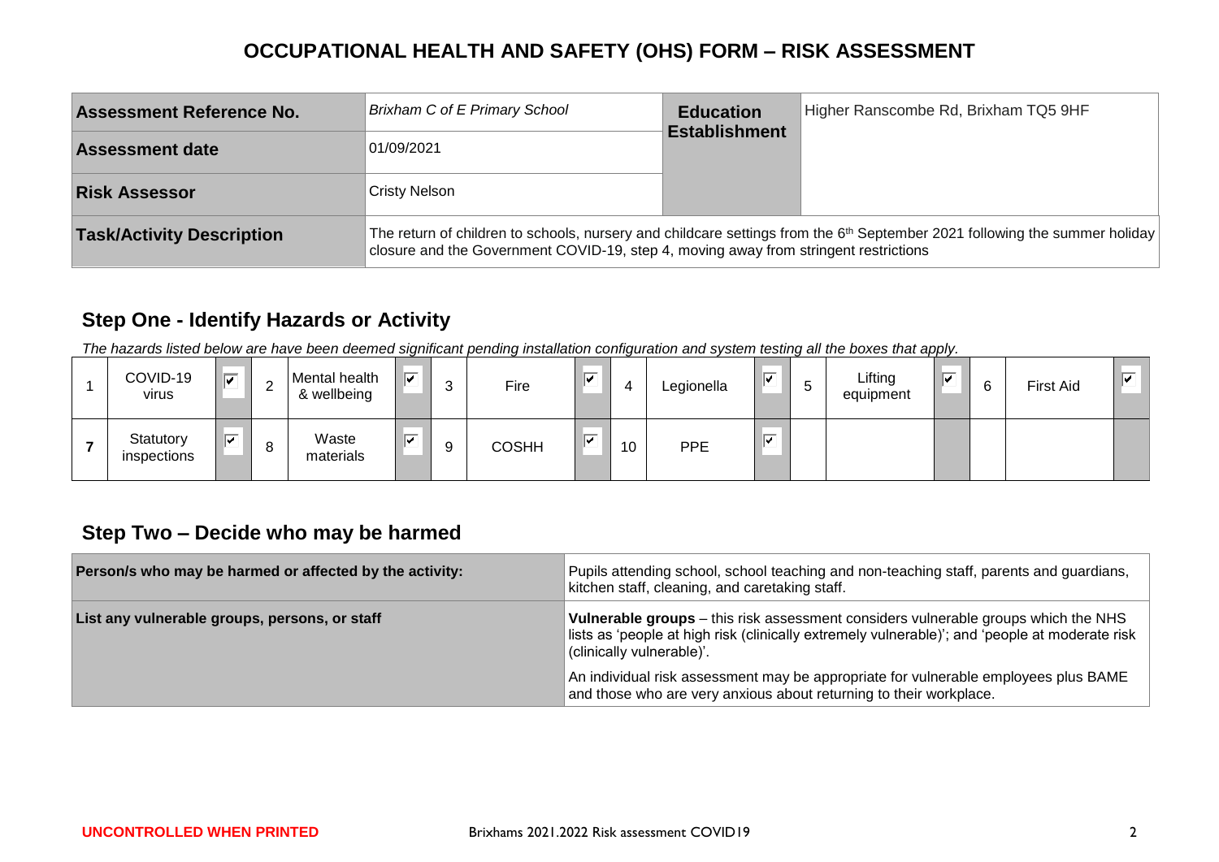# OCCUPATIONAL HEALTH AND SAFETY (OHS) FORM – RISK ASSESSMENT

| **Assessment Reference No.** | *Brixham C of E Primary School* | **Education Establishment** | Higher Ranscombe Rd, Brixham TQ5 9HF |
|---|---|---|---|
| **Assessment date** | 01/09/2021 | | |
| **Risk Assessor** | Cristy Nelson | | |
| **Task/Activity Description** | The return of children to schools, nursery and childcare settings from the 6th September 2021 following the summer holiday closure and the Government COVID-19, step 4, moving away from stringent restrictions | | |

## Step One - Identify Hazards or Activity

*The hazards listed below are have been deemed significant pending installation configuration and system testing all the boxes that apply.*

| | | | | | | | | | | | | | | | | | |
|---|---|---|---|---|---|---|---|---|---|---|---|---|---|---|---|---|---|
| 1 | COVID-19 virus | ☑ | 2 | Mental health & wellbeing | ☑ | 3 | Fire | ☑ | 4 | Legionella | ☑ | 5 | Lifting equipment | ☑ | 6 | First Aid | ☑ |
| 7 | Statutory inspections | ☑ | 8 | Waste materials | ☑ | 9 | COSHH | ☑ | 10 | PPE | ☑ | | | | | | |

## Step Two – Decide who may be harmed

| **Person/s who may be harmed or affected by the activity:** | Pupils attending school, school teaching and non-teaching staff, parents and guardians, kitchen staff, cleaning, and caretaking staff. |
|---|---|
| **List any vulnerable groups, persons, or staff** | **Vulnerable groups** – this risk assessment considers vulnerable groups which the NHS lists as 'people at high risk (clinically extremely vulnerable)'; and 'people at moderate risk (clinically vulnerable)'.<br><br>An individual risk assessment may be appropriate for vulnerable employees plus BAME and those who are very anxious about returning to their workplace. |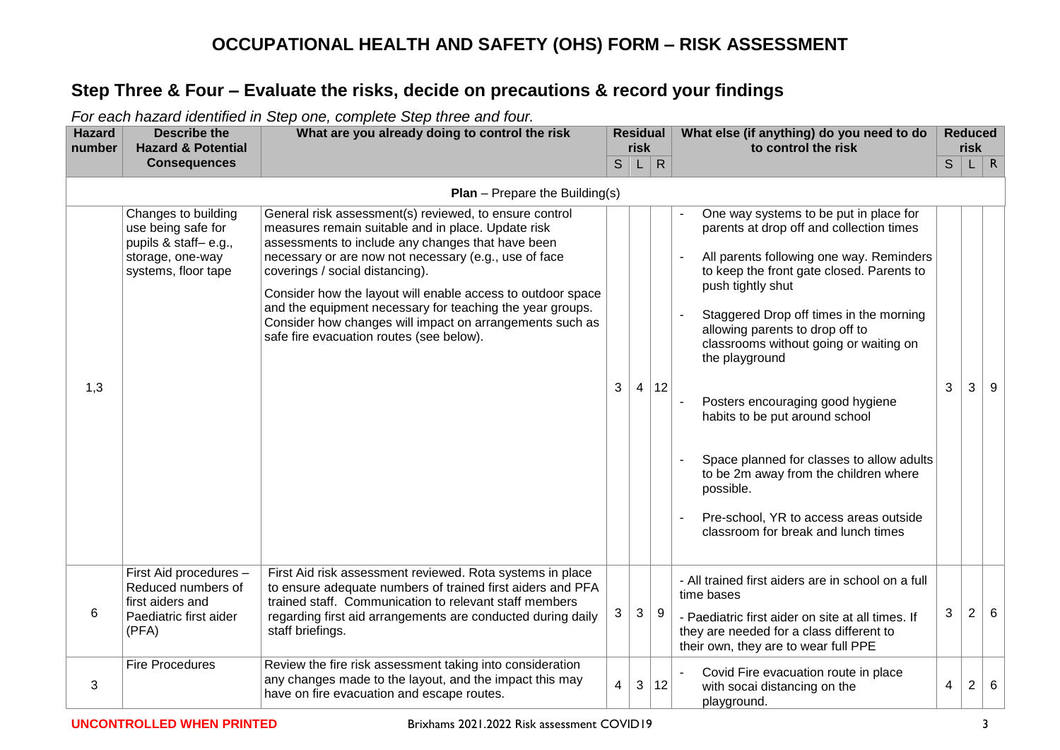# OCCUPATIONAL HEALTH AND SAFETY (OHS) FORM – RISK ASSESSMENT

## Step Three & Four – Evaluate the risks, decide on precautions & record your findings

*For each hazard identified in Step one, complete Step three and four.*

| Hazard number | Describe the Hazard & Potential Consequences | What are you already doing to control the risk | Residual risk | | | What else (if anything) do you need to do to control the risk | Reduced risk | | |
|---|---|---|---|---|---|---|---|---|---|
| | | | S | L | R | | S | L | R |
| **Plan** – Prepare the Building(s) | | | | | | | | | |
| 1,3 | Changes to building use being safe for pupils & staff– e.g., storage, one-way systems, floor tape | General risk assessment(s) reviewed, to ensure control measures remain suitable and in place. Update risk assessments to include any changes that have been necessary or are now not necessary (e.g., use of face coverings / social distancing).<br><br>Consider how the layout will enable access to outdoor space and the equipment necessary for teaching the year groups. Consider how changes will impact on arrangements such as safe fire evacuation routes (see below). | 3 | 4 | 12 | - One way systems to be put in place for parents at drop off and collection times<br>- All parents following one way. Reminders to keep the front gate closed. Parents to push tightly shut<br>- Staggered Drop off times in the morning allowing parents to drop off to classrooms without going or waiting on the playground<br>- Posters encouraging good hygiene habits to be put around school<br>- Space planned for classes to allow adults to be 2m away from the children where possible.<br>- Pre-school, YR to access areas outside classroom for break and lunch times | 3 | 3 | 9 |
| 6 | First Aid procedures – Reduced numbers of first aiders and Paediatric first aider (PFA) | First Aid risk assessment reviewed. Rota systems in place to ensure adequate numbers of trained first aiders and PFA trained staff. Communication to relevant staff members regarding first aid arrangements are conducted during daily staff briefings. | 3 | 3 | 9 | - All trained first aiders are in school on a full time bases<br>- Paediatric first aider on site at all times. If they are needed for a class different to their own, they are to wear full PPE | 3 | 2 | 6 |
| 3 | Fire Procedures | Review the fire risk assessment taking into consideration any changes made to the layout, and the impact this may have on fire evacuation and escape routes. | 4 | 3 | 12 | - Covid Fire evacuation route in place with socai distancing on the playground. | 4 | 2 | 6 |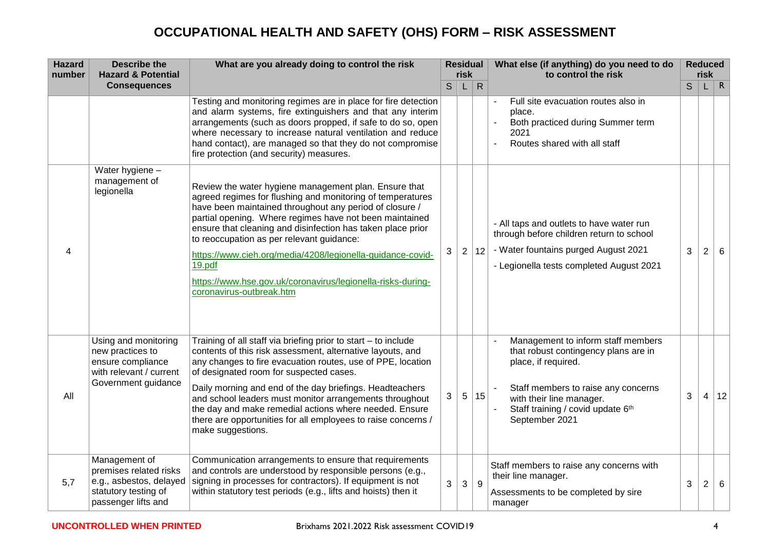# OCCUPATIONAL HEALTH AND SAFETY (OHS) FORM – RISK ASSESSMENT

| Hazard number | Describe the Hazard & Potential Consequences | What are you already doing to control the risk | Residual risk | | | What else (if anything) do you need to do to control the risk | Reduced risk | | |
|---|---|---|---|---|---|---|---|---|---|
| | | | S | L | R | | S | L | R |
| | | Testing and monitoring regimes are in place for fire detection and alarm systems, fire extinguishers and that any interim arrangements (such as doors propped, if safe to do so, open where necessary to increase natural ventilation and reduce hand contact), are managed so that they do not compromise fire protection (and security) measures. | | | | - Full site evacuation routes also in place.<br>- Both practiced during Summer term 2021<br>- Routes shared with all staff | | | |
| 4 | Water hygiene – management of legionella | Review the water hygiene management plan. Ensure that agreed regimes for flushing and monitoring of temperatures have been maintained throughout any period of closure / partial opening. Where regimes have not been maintained ensure that cleaning and disinfection has taken place prior to reoccupation as per relevant guidance:<br>https://www.cieh.org/media/4208/legionella-guidance-covid-19.pdf<br>https://www.hse.gov.uk/coronavirus/legionella-risks-during-coronavirus-outbreak.htm | 3 | 2 | 12 | - All taps and outlets to have water run through before children return to school<br>- Water fountains purged August 2021<br>- Legionella tests completed August 2021 | 3 | 2 | 6 |
| All | Using and monitoring new practices to ensure compliance with relevant / current Government guidance | Training of all staff via briefing prior to start – to include contents of this risk assessment, alternative layouts, and any changes to fire evacuation routes, use of PPE, location of designated room for suspected cases.<br>Daily morning and end of the day briefings. Headteachers and school leaders must monitor arrangements throughout the day and make remedial actions where needed. Ensure there are opportunities for all employees to raise concerns / make suggestions. | 3 | 5 | 15 | - Management to inform staff members that robust contingency plans are in place, if required.<br>- Staff members to raise any concerns with their line manager.<br>- Staff training / covid update 6th September 2021 | 3 | 4 | 12 |
| 5,7 | Management of premises related risks e.g., asbestos, delayed statutory testing of passenger lifts and | Communication arrangements to ensure that requirements and controls are understood by responsible persons (e.g., signing in processes for contractors). If equipment is not within statutory test periods (e.g., lifts and hoists) then it | 3 | 3 | 9 | Staff members to raise any concerns with their line manager.<br>Assessments to be completed by sire manager | 3 | 2 | 6 |

**UNCONTROLLED WHEN PRINTED**

Brixhams 2021.2022 Risk assessment COVID19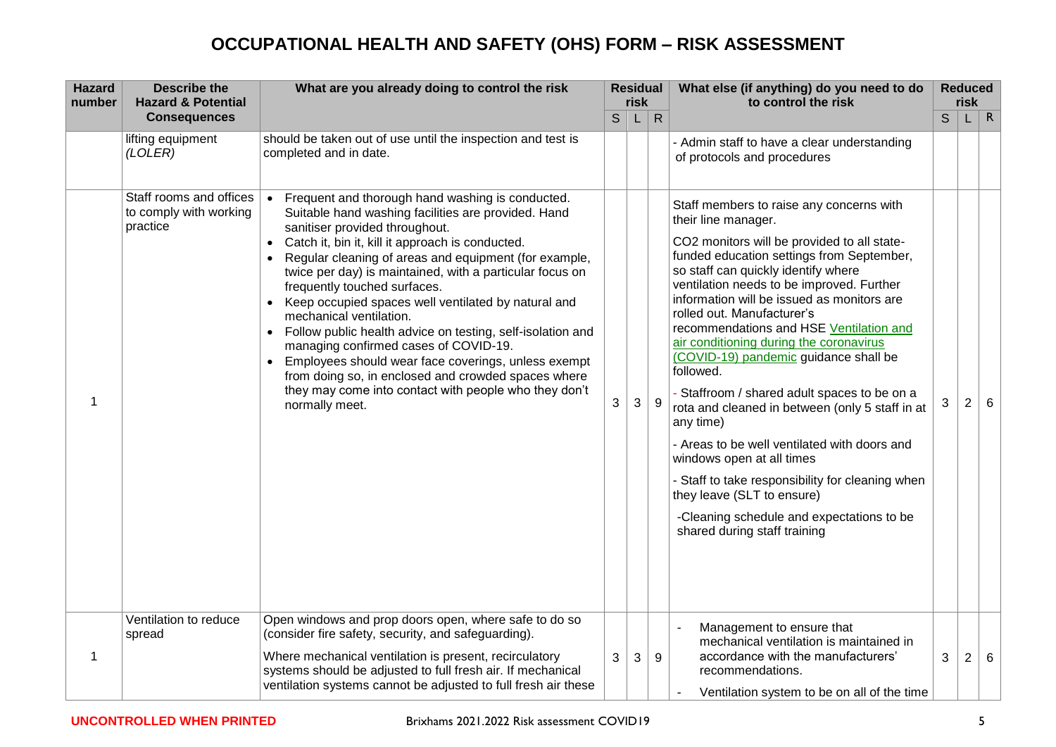# OCCUPATIONAL HEALTH AND SAFETY (OHS) FORM – RISK ASSESSMENT

| Hazard number | Describe the Hazard & Potential Consequences | What are you already doing to control the risk | Residual risk | | | What else (if anything) do you need to do to control the risk | Reduced risk | | |
|---|---|---|---|---|---|---|---|---|---|
| | | | S | L | R | | S | L | R |
| | lifting equipment *(LOLER)* | should be taken out of use until the inspection and test is completed and in date. | | | | - Admin staff to have a clear understanding of protocols and procedures | | | |
| 1 | Staff rooms and offices to comply with working practice | • Frequent and thorough hand washing is conducted. Suitable hand washing facilities are provided. Hand sanitiser provided throughout.<br>• Catch it, bin it, kill it approach is conducted.<br>• Regular cleaning of areas and equipment (for example, twice per day) is maintained, with a particular focus on frequently touched surfaces.<br>• Keep occupied spaces well ventilated by natural and mechanical ventilation.<br>• Follow public health advice on testing, self-isolation and managing confirmed cases of COVID-19.<br>• Employees should wear face coverings, unless exempt from doing so, in enclosed and crowded spaces where they may come into contact with people who they don't normally meet. | 3 | 3 | 9 | Staff members to raise any concerns with their line manager.<br>CO2 monitors will be provided to all state-funded education settings from September, so staff can quickly identify where ventilation needs to be improved. Further information will be issued as monitors are rolled out. Manufacturer's recommendations and HSE Ventilation and air conditioning during the coronavirus (COVID-19) pandemic guidance shall be followed.<br>- Staffroom / shared adult spaces to be on a rota and cleaned in between (only 5 staff in at any time)<br>- Areas to be well ventilated with doors and windows open at all times<br>- Staff to take responsibility for cleaning when they leave (SLT to ensure)<br>-Cleaning schedule and expectations to be shared during staff training | 3 | 2 | 6 |
| 1 | Ventilation to reduce spread | Open windows and prop doors open, where safe to do so (consider fire safety, security, and safeguarding).<br>Where mechanical ventilation is present, recirculatory systems should be adjusted to full fresh air. If mechanical ventilation systems cannot be adjusted to full fresh air these | 3 | 3 | 9 | - Management to ensure that mechanical ventilation is maintained in accordance with the manufacturers' recommendations.<br>- Ventilation system to be on all of the time | 3 | 2 | 6 |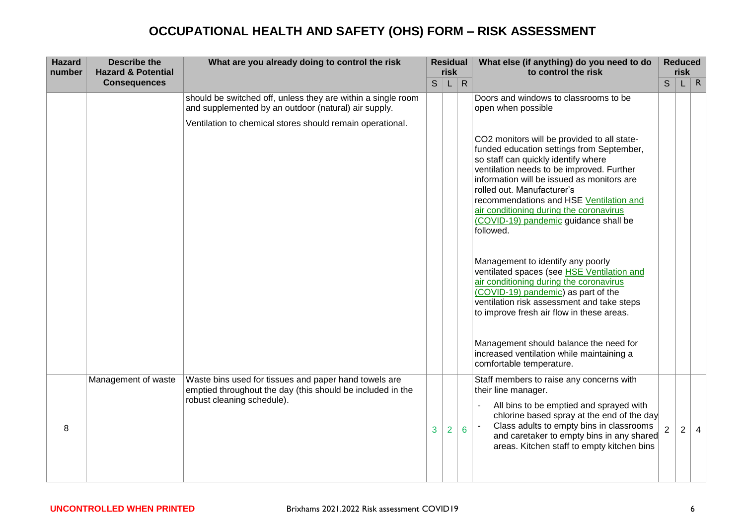# OCCUPATIONAL HEALTH AND SAFETY (OHS) FORM – RISK ASSESSMENT

| Hazard number | Describe the Hazard & Potential Consequences | What are you already doing to control the risk | Residual risk | | | What else (if anything) do you need to do to control the risk | Reduced risk | | |
|---|---|---|---|---|---|---|---|---|---|
| | | | S | L | R | | S | L | R |
| | | should be switched off, unless they are within a single room and supplemented by an outdoor (natural) air supply.<br><br>Ventilation to chemical stores should remain operational. | | | | Doors and windows to classrooms to be open when possible<br><br>$CO_2$ monitors will be provided to all state-funded education settings from September, so staff can quickly identify where ventilation needs to be improved. Further information will be issued as monitors are rolled out. Manufacturer's recommendations and HSE Ventilation and air conditioning during the coronavirus (COVID-19) pandemic guidance shall be followed.<br><br>Management to identify any poorly ventilated spaces (see HSE Ventilation and air conditioning during the coronavirus (COVID-19) pandemic) as part of the ventilation risk assessment and take steps to improve fresh air flow in these areas.<br><br>Management should balance the need for increased ventilation while maintaining a comfortable temperature. | | | |
| 8 | Management of waste | Waste bins used for tissues and paper hand towels are emptied throughout the day (this should be included in the robust cleaning schedule). | 3 | 2 | 6 | Staff members to raise any concerns with their line manager.<br>- All bins to be emptied and sprayed with chlorine based spray at the end of the day<br>- Class adults to empty bins in classrooms and caretaker to empty bins in any shared areas. Kitchen staff to empty kitchen bins | 2 | 2 | 4 |

**UNCONTROLLED WHEN PRINTED**

Brixhams 2021.2022 Risk assessment COVID19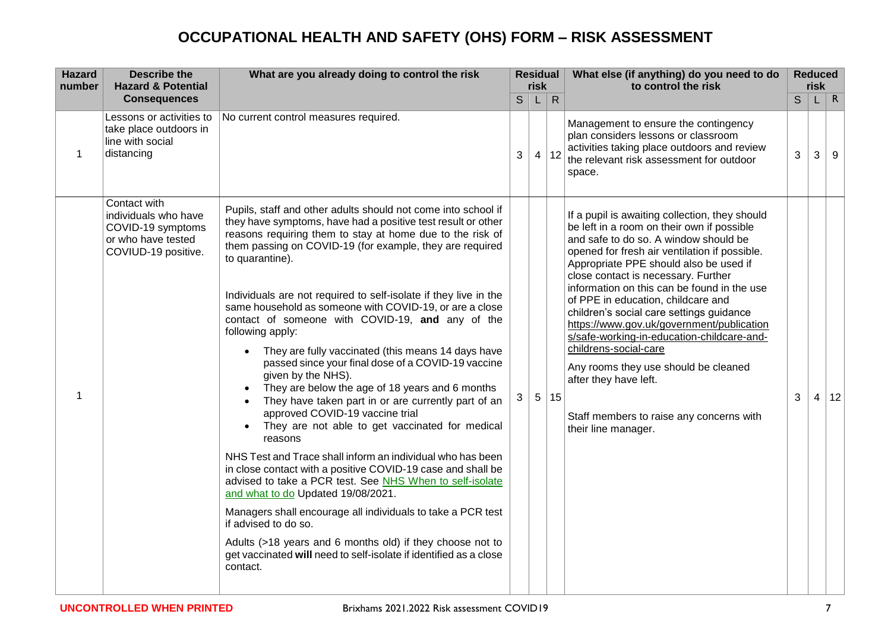# OCCUPATIONAL HEALTH AND SAFETY (OHS) FORM – RISK ASSESSMENT

| Hazard number | Describe the Hazard & Potential Consequences | What are you already doing to control the risk | Residual risk | | | What else (if anything) do you need to do to control the risk | Reduced risk | | |
|---|---|---|---|---|---|---|---|---|---|
| | | | S | L | R | | S | L | R |
| 1 | Lessons or activities to take place outdoors in line with social distancing | No current control measures required. | 3 | 4 | 12 | Management to ensure the contingency plan considers lessons or classroom activities taking place outdoors and review the relevant risk assessment for outdoor space. | 3 | 3 | 9 |
| 1 | Contact with individuals who have COVID-19 symptoms or who have tested COVIUD-19 positive. | Pupils, staff and other adults should not come into school if they have symptoms, have had a positive test result or other reasons requiring them to stay at home due to the risk of them passing on COVID-19 (for example, they are required to quarantine).<br><br>Individuals are not required to self-isolate if they live in the same household as someone with COVID-19, or are a close contact of someone with COVID-19, **and** any of the following apply:<br>• They are fully vaccinated (this means 14 days have passed since your final dose of a COVID-19 vaccine given by the NHS).<br>• They are below the age of 18 years and 6 months<br>• They have taken part in or are currently part of an approved COVID-19 vaccine trial<br>• They are not able to get vaccinated for medical reasons<br><br>NHS Test and Trace shall inform an individual who has been in close contact with a positive COVID-19 case and shall be advised to take a PCR test. See NHS When to self-isolate and what to do Updated 19/08/2021.<br><br>Managers shall encourage all individuals to take a PCR test if advised to do so.<br><br>Adults (>18 years and 6 months old) if they choose not to get vaccinated **will** need to self-isolate if identified as a close contact. | 3 | 5 | 15 | If a pupil is awaiting collection, they should be left in a room on their own if possible and safe to do so. A window should be opened for fresh air ventilation if possible. Appropriate PPE should also be used if close contact is necessary. Further information on this can be found in the use of PPE in education, childcare and children's social care settings guidance https://www.gov.uk/government/publications/safe-working-in-education-childcare-and-childrens-social-care<br><br>Any rooms they use should be cleaned after they have left.<br><br>Staff members to raise any concerns with their line manager. | 3 | 4 | 12 |

UNCONTROLLED WHEN PRINTED

Brixhams 2021.2022 Risk assessment COVID19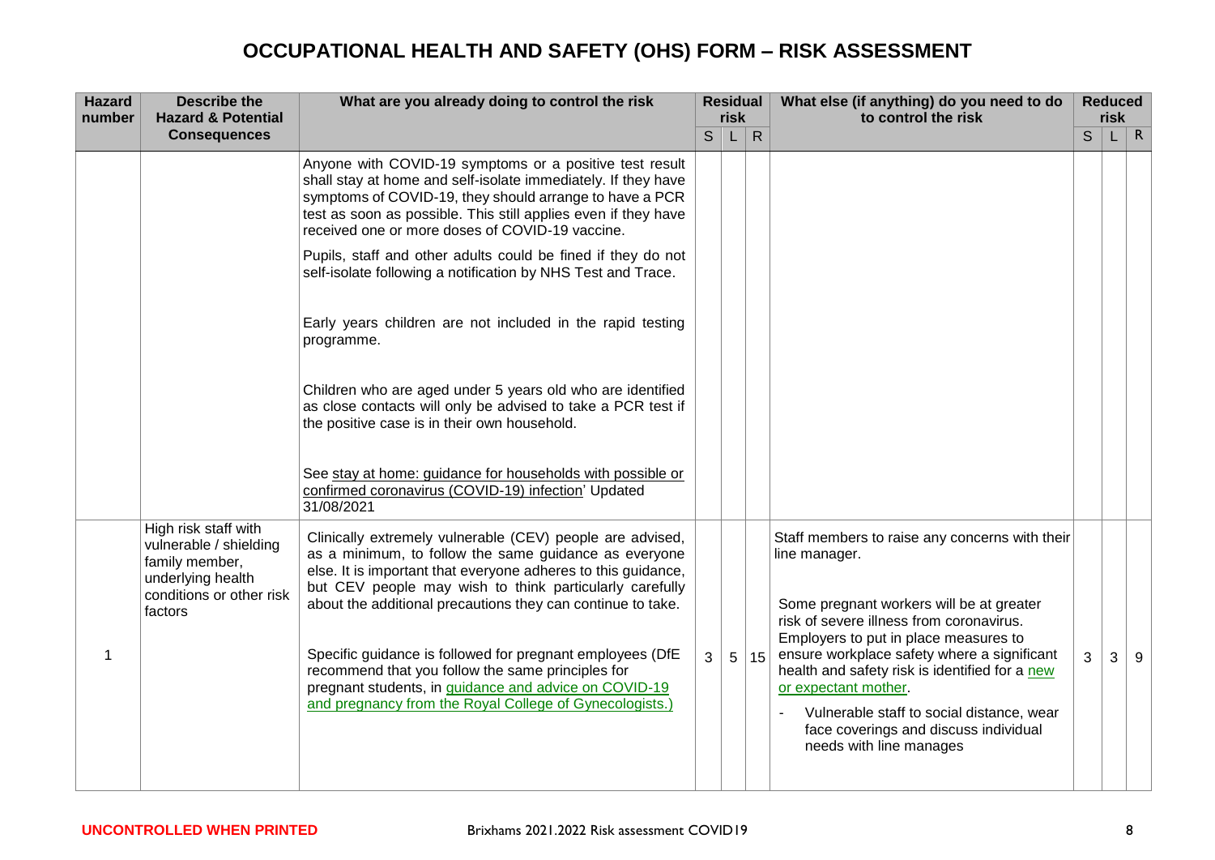# OCCUPATIONAL HEALTH AND SAFETY (OHS) FORM – RISK ASSESSMENT

| Hazard number | Describe the Hazard & Potential Consequences | What are you already doing to control the risk | Residual risk | | | What else (if anything) do you need to do to control the risk | Reduced risk | | |
|---|---|---|---|---|---|---|---|---|---|
| | | | S | L | R | | S | L | R |
| | | Anyone with COVID-19 symptoms or a positive test result shall stay at home and self-isolate immediately. If they have symptoms of COVID-19, they should arrange to have a PCR test as soon as possible. This still applies even if they have received one or more doses of COVID-19 vaccine.<br><br>Pupils, staff and other adults could be fined if they do not self-isolate following a notification by NHS Test and Trace.<br><br>Early years children are not included in the rapid testing programme.<br><br>Children who are aged under 5 years old who are identified as close contacts will only be advised to take a PCR test if the positive case is in their own household.<br><br>See stay at home: guidance for households with possible or confirmed coronavirus (COVID-19) infection' Updated 31/08/2021 | | | | | | | |
| 1 | High risk staff with vulnerable / shielding family member, underlying health conditions or other risk factors | Clinically extremely vulnerable (CEV) people are advised, as a minimum, to follow the same guidance as everyone else. It is important that everyone adheres to this guidance, but CEV people may wish to think particularly carefully about the additional precautions they can continue to take.<br><br>Specific guidance is followed for pregnant employees (DfE recommend that you follow the same principles for pregnant students, in guidance and advice on COVID-19 and pregnancy from the Royal College of Gynecologists.) | 3 | 5 | 15 | Staff members to raise any concerns with their line manager.<br><br>Some pregnant workers will be at greater risk of severe illness from coronavirus. Employers to put in place measures to ensure workplace safety where a significant health and safety risk is identified for a new or expectant mother.<br><br>- Vulnerable staff to social distance, wear face coverings and discuss individual needs with line manages | 3 | 3 | 9 |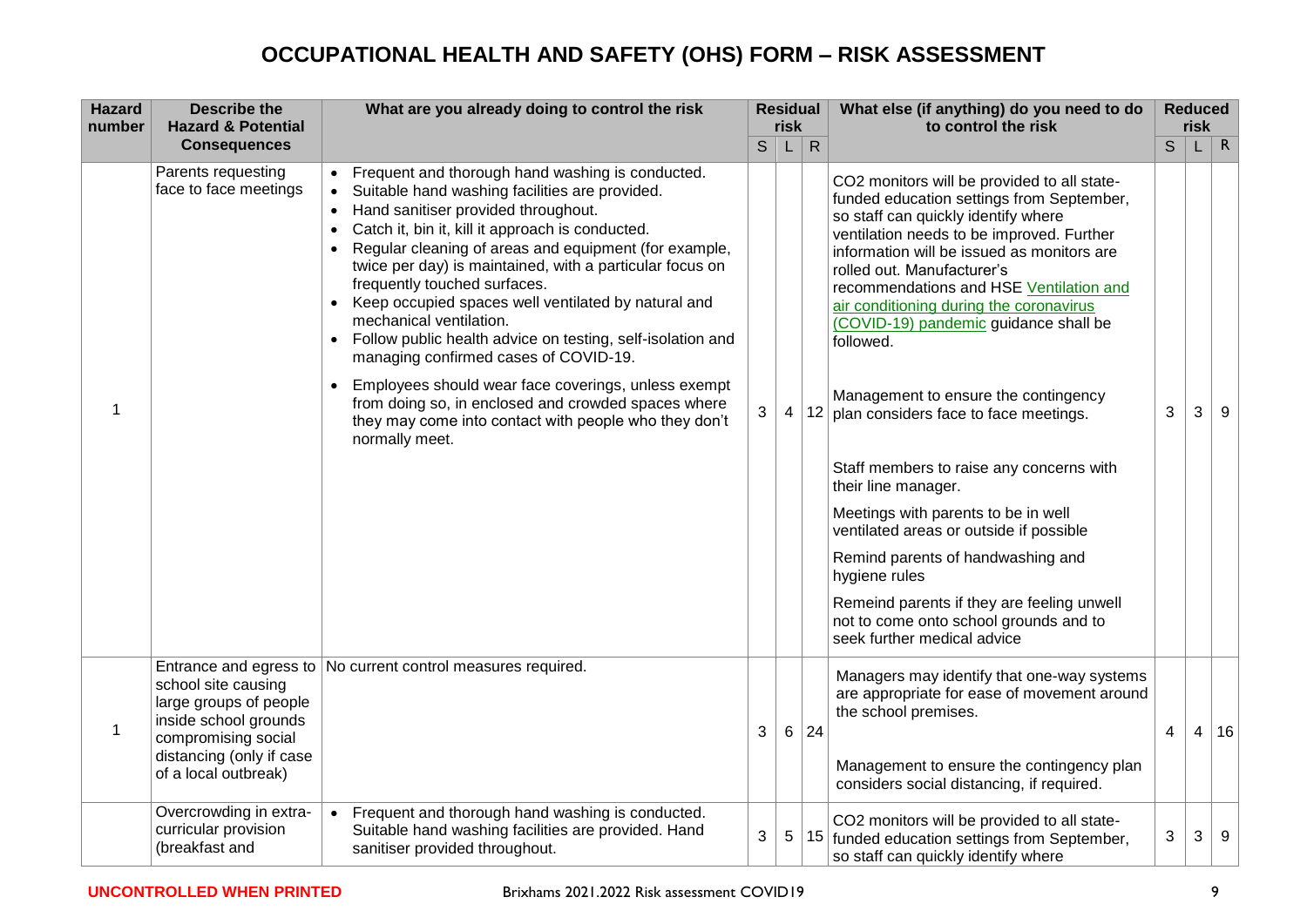# OCCUPATIONAL HEALTH AND SAFETY (OHS) FORM – RISK ASSESSMENT

| Hazard number | Describe the Hazard & Potential Consequences | What are you already doing to control the risk | Residual risk | | | What else (if anything) do you need to do to control the risk | Reduced risk | | |
|---|---|---|---|---|---|---|---|---|---|
| | | | S | L | R | | S | L | R |
| 1 | Parents requesting face to face meetings | • Frequent and thorough hand washing is conducted.<br>• Suitable hand washing facilities are provided.<br>• Hand sanitiser provided throughout.<br>• Catch it, bin it, kill it approach is conducted.<br>• Regular cleaning of areas and equipment (for example, twice per day) is maintained, with a particular focus on frequently touched surfaces.<br>• Keep occupied spaces well ventilated by natural and mechanical ventilation.<br>• Follow public health advice on testing, self-isolation and managing confirmed cases of COVID-19.<br>• Employees should wear face coverings, unless exempt from doing so, in enclosed and crowded spaces where they may come into contact with people who they don't normally meet. | 3 | 4 | 12 | CO2 monitors will be provided to all state-funded education settings from September, so staff can quickly identify where ventilation needs to be improved. Further information will be issued as monitors are rolled out. Manufacturer's recommendations and HSE Ventilation and air conditioning during the coronavirus (COVID-19) pandemic guidance shall be followed.<br><br>Management to ensure the contingency plan considers face to face meetings.<br><br>Staff members to raise any concerns with their line manager.<br><br>Meetings with parents to be in well ventilated areas or outside if possible<br><br>Remind parents of handwashing and hygiene rules<br><br>Remeind parents if they are feeling unwell not to come onto school grounds and to seek further medical advice | 3 | 3 | 9 |
| 1 | Entrance and egress to school site causing large groups of people inside school grounds compromising social distancing (only if case of a local outbreak) | No current control measures required. | 3 | 6 | 24 | Managers may identify that one-way systems are appropriate for ease of movement around the school premises.<br><br>Management to ensure the contingency plan considers social distancing, if required. | 4 | 4 | 16 |
| | Overcrowding in extra-curricular provision (breakfast and | • Frequent and thorough hand washing is conducted. Suitable hand washing facilities are provided. Hand sanitiser provided throughout. | 3 | 5 | 15 | CO2 monitors will be provided to all state-funded education settings from September, so staff can quickly identify where | 3 | 3 | 9 |

**UNCONTROLLED WHEN PRINTED**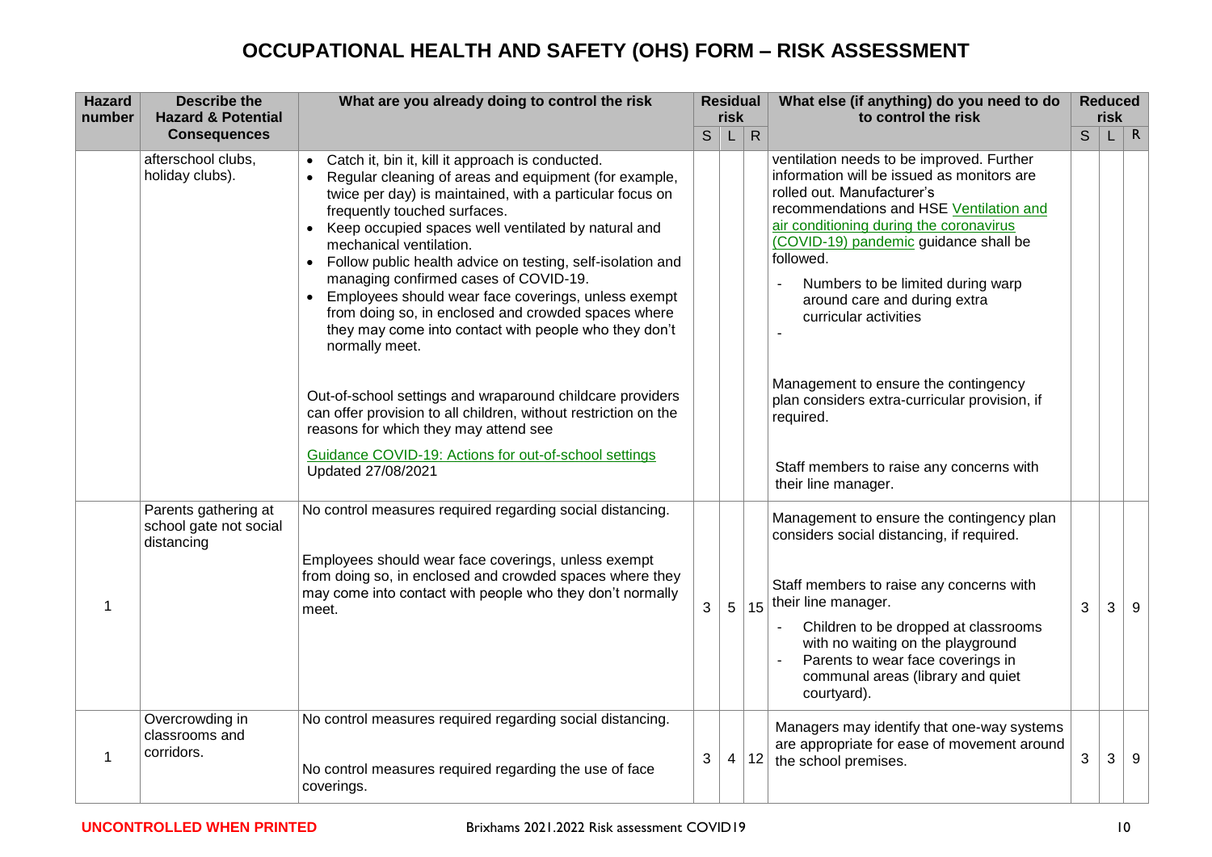# OCCUPATIONAL HEALTH AND SAFETY (OHS) FORM – RISK ASSESSMENT

| Hazard number | Describe the Hazard & Potential Consequences | What are you already doing to control the risk | Residual risk | | | What else (if anything) do you need to do to control the risk | Reduced risk | | |
|---|---|---|---|---|---|---|---|---|---|
| | | | S | L | R | | S | L | R |
| | afterschool clubs, holiday clubs). | • Catch it, bin it, kill it approach is conducted.<br>• Regular cleaning of areas and equipment (for example, twice per day) is maintained, with a particular focus on frequently touched surfaces.<br>• Keep occupied spaces well ventilated by natural and mechanical ventilation.<br>• Follow public health advice on testing, self-isolation and managing confirmed cases of COVID-19.<br>• Employees should wear face coverings, unless exempt from doing so, in enclosed and crowded spaces where they may come into contact with people who they don't normally meet.<br><br>Out-of-school settings and wraparound childcare providers can offer provision to all children, without restriction on the reasons for which they may attend see<br><br>Guidance COVID-19: Actions for out-of-school settings<br>Updated 27/08/2021 | | | | ventilation needs to be improved. Further information will be issued as monitors are rolled out. Manufacturer's recommendations and HSE Ventilation and air conditioning during the coronavirus (COVID-19) pandemic guidance shall be followed.<br>- Numbers to be limited during warp around care and during extra curricular activities<br>-<br><br>Management to ensure the contingency plan considers extra-curricular provision, if required.<br><br>Staff members to raise any concerns with their line manager. | | | |
| 1 | Parents gathering at school gate not social distancing | No control measures required regarding social distancing.<br><br>Employees should wear face coverings, unless exempt from doing so, in enclosed and crowded spaces where they may come into contact with people who they don't normally meet. | 3 | 5 | 15 | Management to ensure the contingency plan considers social distancing, if required.<br><br>Staff members to raise any concerns with their line manager.<br>- Children to be dropped at classrooms with no waiting on the playground<br>- Parents to wear face coverings in communal areas (library and quiet courtyard). | 3 | 3 | 9 |
| 1 | Overcrowding in classrooms and corridors. | No control measures required regarding social distancing.<br><br>No control measures required regarding the use of face coverings. | 3 | 4 | 12 | Managers may identify that one-way systems are appropriate for ease of movement around the school premises. | 3 | 3 | 9 |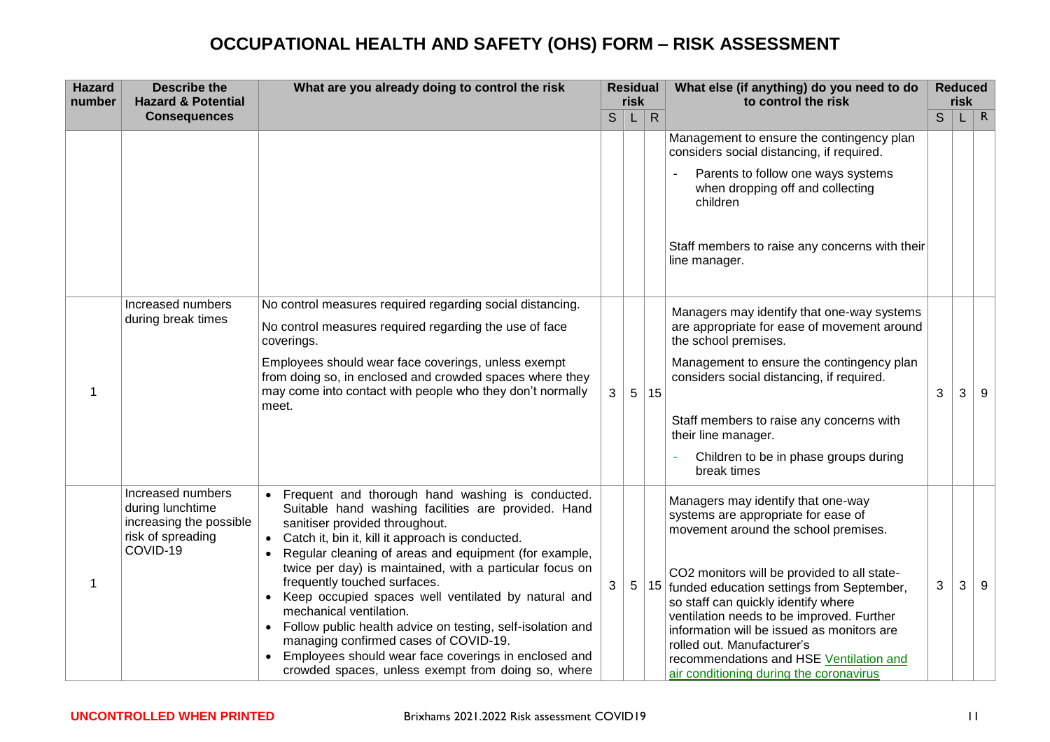# OCCUPATIONAL HEALTH AND SAFETY (OHS) FORM – RISK ASSESSMENT

| Hazard number | Describe the Hazard & Potential Consequences | What are you already doing to control the risk | Residual risk | | | What else (if anything) do you need to do to control the risk | Reduced risk | | |
|---|---|---|---|---|---|---|---|---|---|
| | | | S | L | R | | S | L | R |
| | | | | | | Management to ensure the contingency plan considers social distancing, if required.<br>- Parents to follow one ways systems when dropping off and collecting children<br><br>Staff members to raise any concerns with their line manager. | | | |
| 1 | Increased numbers during break times | No control measures required regarding social distancing.<br>No control measures required regarding the use of face coverings.<br>Employees should wear face coverings, unless exempt from doing so, in enclosed and crowded spaces where they may come into contact with people who they don't normally meet. | 3 | 5 | 15 | Managers may identify that one-way systems are appropriate for ease of movement around the school premises.<br>Management to ensure the contingency plan considers social distancing, if required.<br><br>Staff members to raise any concerns with their line manager.<br>- Children to be in phase groups during break times | 3 | 3 | 9 |
| 1 | Increased numbers during lunchtime increasing the possible risk of spreading COVID-19 | • Frequent and thorough hand washing is conducted. Suitable hand washing facilities are provided. Hand sanitiser provided throughout.<br>• Catch it, bin it, kill it approach is conducted.<br>• Regular cleaning of areas and equipment (for example, twice per day) is maintained, with a particular focus on frequently touched surfaces.<br>• Keep occupied spaces well ventilated by natural and mechanical ventilation.<br>• Follow public health advice on testing, self-isolation and managing confirmed cases of COVID-19.<br>• Employees should wear face coverings in enclosed and crowded spaces, unless exempt from doing so, where | 3 | 5 | 15 | Managers may identify that one-way systems are appropriate for ease of movement around the school premises.<br><br>CO2 monitors will be provided to all state-funded education settings from September, so staff can quickly identify where ventilation needs to be improved. Further information will be issued as monitors are rolled out. Manufacturer's recommendations and HSE Ventilation and air conditioning during the coronavirus | 3 | 3 | 9 |

UNCONTROLLED WHEN PRINTED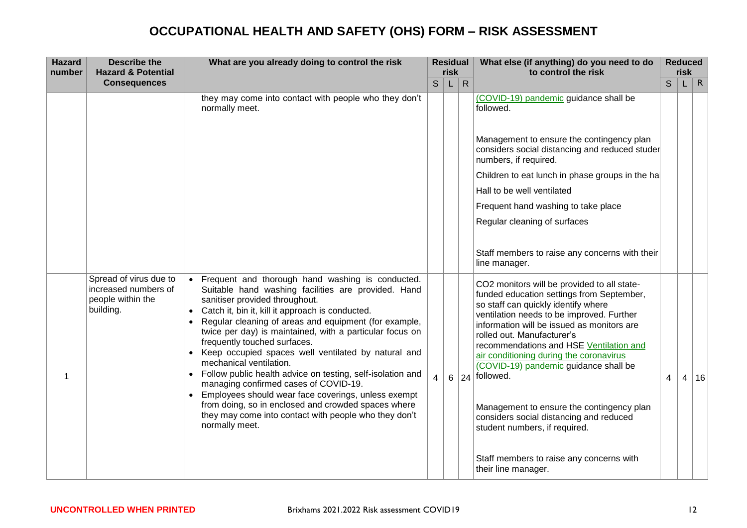# OCCUPATIONAL HEALTH AND SAFETY (OHS) FORM – RISK ASSESSMENT

| Hazard number | Describe the Hazard & Potential Consequences | What are you already doing to control the risk | Residual risk | | | What else (if anything) do you need to do to control the risk | Reduced risk | | |
|---|---|---|---|---|---|---|---|---|---|
| | | | S | L | R | | S | L | R |
| | | they may come into contact with people who they don't normally meet. | | | | (COVID-19) pandemic guidance shall be followed.<br><br>Management to ensure the contingency plan considers social distancing and reduced studer numbers, if required.<br><br>Children to eat lunch in phase groups in the ha<br><br>Hall to be well ventilated<br><br>Frequent hand washing to take place<br><br>Regular cleaning of surfaces<br><br>Staff members to raise any concerns with their line manager. | | | |
| 1 | Spread of virus due to increased numbers of people within the building. | • Frequent and thorough hand washing is conducted. Suitable hand washing facilities are provided. Hand sanitiser provided throughout.<br>• Catch it, bin it, kill it approach is conducted.<br>• Regular cleaning of areas and equipment (for example, twice per day) is maintained, with a particular focus on frequently touched surfaces.<br>• Keep occupied spaces well ventilated by natural and mechanical ventilation.<br>• Follow public health advice on testing, self-isolation and managing confirmed cases of COVID-19.<br>• Employees should wear face coverings, unless exempt from doing, so in enclosed and crowded spaces where they may come into contact with people who they don't normally meet. | 4 | 6 | 24 | CO2 monitors will be provided to all state-funded education settings from September, so staff can quickly identify where ventilation needs to be improved. Further information will be issued as monitors are rolled out. Manufacturer's recommendations and HSE Ventilation and air conditioning during the coronavirus (COVID-19) pandemic guidance shall be followed.<br><br>Management to ensure the contingency plan considers social distancing and reduced student numbers, if required.<br><br>Staff members to raise any concerns with their line manager. | 4 | 4 | 16 |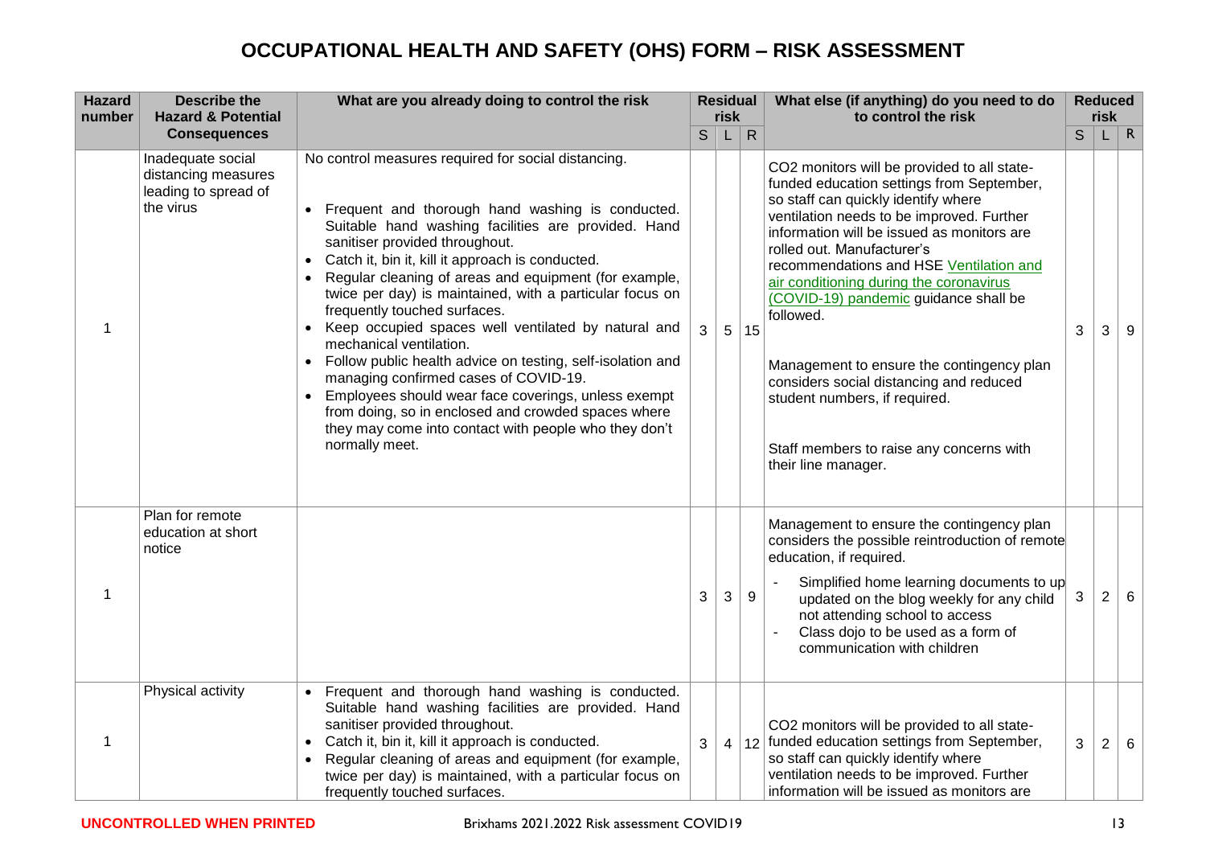# OCCUPATIONAL HEALTH AND SAFETY (OHS) FORM – RISK ASSESSMENT

| Hazard number | Describe the Hazard & Potential Consequences | What are you already doing to control the risk | Residual risk | | | What else (if anything) do you need to do to control the risk | Reduced risk | | |
|---|---|---|---|---|---|---|---|---|---|
| | | | S | L | R | | S | L | R |
| 1 | Inadequate social distancing measures leading to spread of the virus | No control measures required for social distancing.<br><br>• Frequent and thorough hand washing is conducted. Suitable hand washing facilities are provided. Hand sanitiser provided throughout.<br>• Catch it, bin it, kill it approach is conducted.<br>• Regular cleaning of areas and equipment (for example, twice per day) is maintained, with a particular focus on frequently touched surfaces.<br>• Keep occupied spaces well ventilated by natural and mechanical ventilation.<br>• Follow public health advice on testing, self-isolation and managing confirmed cases of COVID-19.<br>• Employees should wear face coverings, unless exempt from doing, so in enclosed and crowded spaces where they may come into contact with people who they don't normally meet. | 3 | 5 | 15 | $CO_2$ monitors will be provided to all state-funded education settings from September, so staff can quickly identify where ventilation needs to be improved. Further information will be issued as monitors are rolled out. Manufacturer's recommendations and HSE Ventilation and air conditioning during the coronavirus (COVID-19) pandemic guidance shall be followed.<br><br>Management to ensure the contingency plan considers social distancing and reduced student numbers, if required.<br><br>Staff members to raise any concerns with their line manager. | 3 | 3 | 9 |
| 1 | Plan for remote education at short notice | | 3 | 3 | 9 | Management to ensure the contingency plan considers the possible reintroduction of remote education, if required.<br>- Simplified home learning documents to up updated on the blog weekly for any child not attending school to access<br>- Class dojo to be used as a form of communication with children | 3 | 2 | 6 |
| 1 | Physical activity | • Frequent and thorough hand washing is conducted. Suitable hand washing facilities are provided. Hand sanitiser provided throughout.<br>• Catch it, bin it, kill it approach is conducted.<br>• Regular cleaning of areas and equipment (for example, twice per day) is maintained, with a particular focus on frequently touched surfaces. | 3 | 4 | 12 | $CO_2$ monitors will be provided to all state-funded education settings from September, so staff can quickly identify where ventilation needs to be improved. Further information will be issued as monitors are | 3 | 2 | 6 |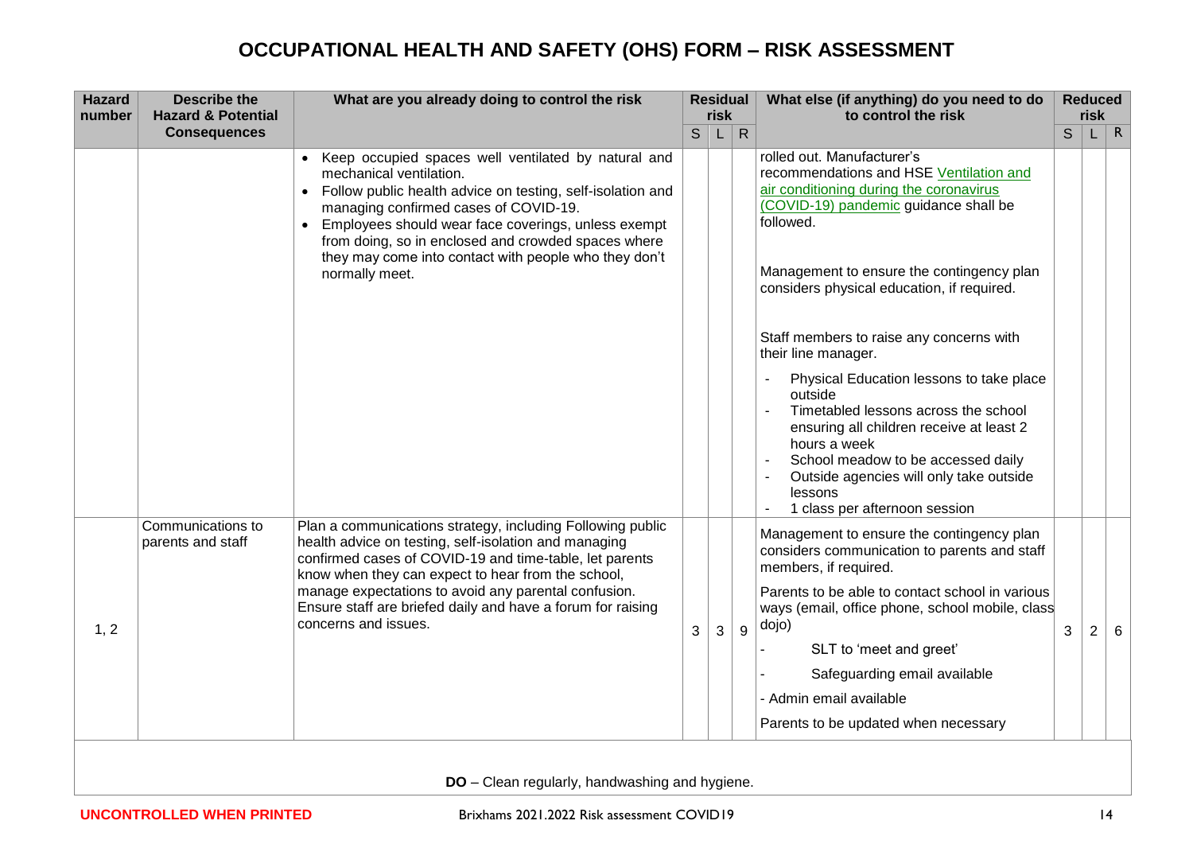# OCCUPATIONAL HEALTH AND SAFETY (OHS) FORM – RISK ASSESSMENT

| Hazard number | Describe the Hazard & Potential Consequences | What are you already doing to control the risk | Residual risk | | | What else (if anything) do you need to do to control the risk | Reduced risk | | |
|---|---|---|---|---|---|---|---|---|---|
| | | | S | L | R | | S | L | R |
| | | • Keep occupied spaces well ventilated by natural and mechanical ventilation.<br>• Follow public health advice on testing, self-isolation and managing confirmed cases of COVID-19.<br>• Employees should wear face coverings, unless exempt from doing, so in enclosed and crowded spaces where they may come into contact with people who they don't normally meet. | | | | rolled out. Manufacturer's recommendations and HSE Ventilation and air conditioning during the coronavirus (COVID-19) pandemic guidance shall be followed.<br><br>Management to ensure the contingency plan considers physical education, if required.<br><br>Staff members to raise any concerns with their line manager.<br>- Physical Education lessons to take place outside<br>- Timetabled lessons across the school ensuring all children receive at least 2 hours a week<br>- School meadow to be accessed daily<br>- Outside agencies will only take outside lessons<br>- 1 class per afternoon session | | | |
| 1, 2 | Communications to parents and staff | Plan a communications strategy, including Following public health advice on testing, self-isolation and managing confirmed cases of COVID-19 and time-table, let parents know when they can expect to hear from the school, manage expectations to avoid any parental confusion. Ensure staff are briefed daily and have a forum for raising concerns and issues. | 3 | 3 | 9 | Management to ensure the contingency plan considers communication to parents and staff members, if required.<br><br>Parents to be able to contact school in various ways (email, office phone, school mobile, class dojo)<br>- SLT to 'meet and greet'<br>- Safeguarding email available<br>- Admin email available<br><br>Parents to be updated when necessary | 3 | 2 | 6 |

**DO** – Clean regularly, handwashing and hygiene.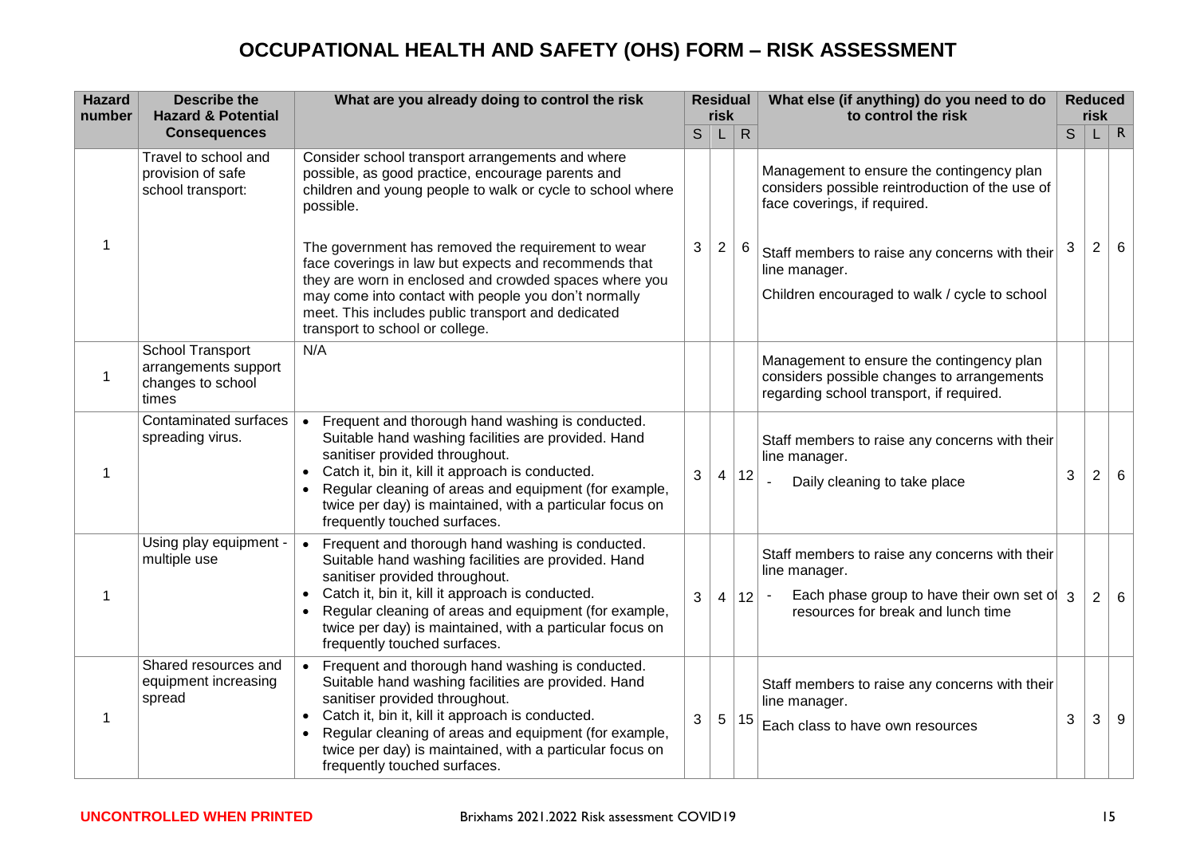# OCCUPATIONAL HEALTH AND SAFETY (OHS) FORM – RISK ASSESSMENT

| Hazard number | Describe the Hazard & Potential Consequences | What are you already doing to control the risk | Residual risk | | | What else (if anything) do you need to do to control the risk | Reduced risk | | |
|---|---|---|---|---|---|---|---|---|---|
| | | | S | L | R | | S | L | R |
| 1 | Travel to school and provision of safe school transport: | Consider school transport arrangements and where possible, as good practice, encourage parents and children and young people to walk or cycle to school where possible.<br><br>The government has removed the requirement to wear face coverings in law but expects and recommends that they are worn in enclosed and crowded spaces where you may come into contact with people you don't normally meet. This includes public transport and dedicated transport to school or college. | 3 | 2 | 6 | Management to ensure the contingency plan considers possible reintroduction of the use of face coverings, if required.<br><br>Staff members to raise any concerns with their line manager.<br>Children encouraged to walk / cycle to school | 3 | 2 | 6 |
| 1 | School Transport arrangements support changes to school times | N/A | | | | Management to ensure the contingency plan considers possible changes to arrangements regarding school transport, if required. | | | |
| 1 | Contaminated surfaces spreading virus. | • Frequent and thorough hand washing is conducted. Suitable hand washing facilities are provided. Hand sanitiser provided throughout.<br>• Catch it, bin it, kill it approach is conducted.<br>• Regular cleaning of areas and equipment (for example, twice per day) is maintained, with a particular focus on frequently touched surfaces. | 3 | 4 | 12 | Staff members to raise any concerns with their line manager.<br>- Daily cleaning to take place | 3 | 2 | 6 |
| 1 | Using play equipment - multiple use | • Frequent and thorough hand washing is conducted. Suitable hand washing facilities are provided. Hand sanitiser provided throughout.<br>• Catch it, bin it, kill it approach is conducted.<br>• Regular cleaning of areas and equipment (for example, twice per day) is maintained, with a particular focus on frequently touched surfaces. | 3 | 4 | 12 | Staff members to raise any concerns with their line manager.<br>- Each phase group to have their own set of resources for break and lunch time | 3 | 2 | 6 |
| 1 | Shared resources and equipment increasing spread | • Frequent and thorough hand washing is conducted. Suitable hand washing facilities are provided. Hand sanitiser provided throughout.<br>• Catch it, bin it, kill it approach is conducted.<br>• Regular cleaning of areas and equipment (for example, twice per day) is maintained, with a particular focus on frequently touched surfaces. | 3 | 5 | 15 | Staff members to raise any concerns with their line manager.<br>Each class to have own resources | 3 | 3 | 9 |

**UNCONTROLLED WHEN PRINTED**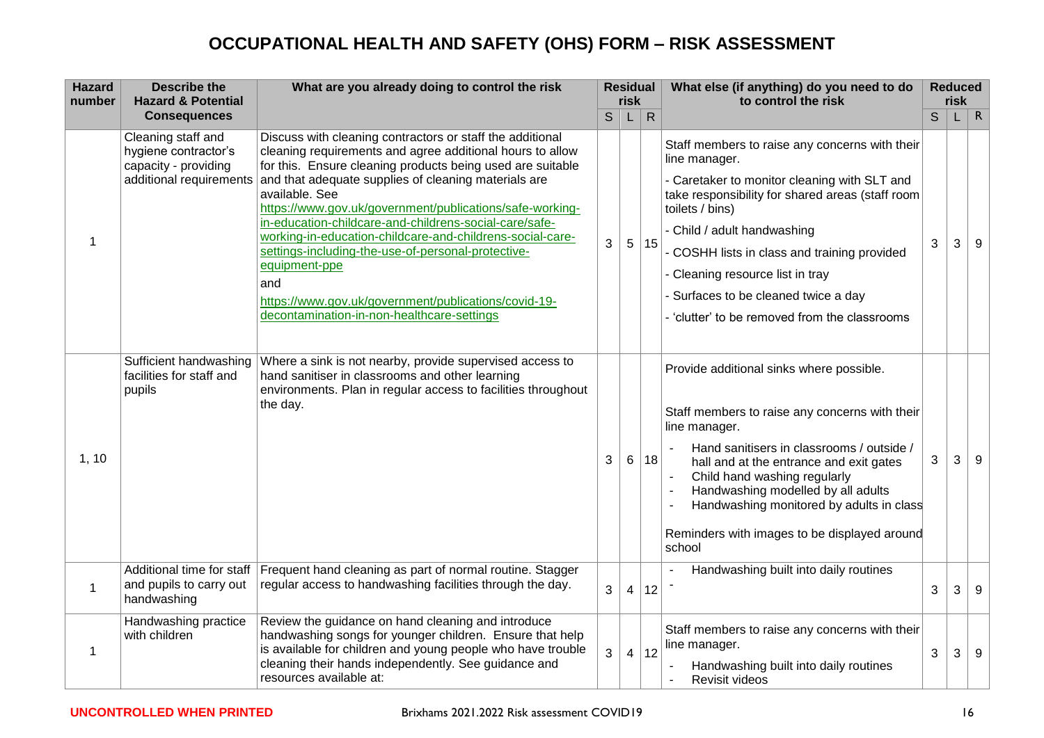# OCCUPATIONAL HEALTH AND SAFETY (OHS) FORM – RISK ASSESSMENT

| Hazard number | Describe the Hazard & Potential Consequences | What are you already doing to control the risk | Residual risk | | | What else (if anything) do you need to do to control the risk | Reduced risk | | |
|---|---|---|---|---|---|---|---|---|---|
| | | | S | L | R | | S | L | R |
| 1 | Cleaning staff and hygiene contractor's capacity - providing additional requirements | Discuss with cleaning contractors or staff the additional cleaning requirements and agree additional hours to allow for this. Ensure cleaning products being used are suitable and that adequate supplies of cleaning materials are available. See https://www.gov.uk/government/publications/safe-working-in-education-childcare-and-childrens-social-care/safe-working-in-education-childcare-and-childrens-social-care-settings-including-the-use-of-personal-protective-equipment-ppe and https://www.gov.uk/government/publications/covid-19-decontamination-in-non-healthcare-settings | 3 | 5 | 15 | Staff members to raise any concerns with their line manager.<br>- Caretaker to monitor cleaning with SLT and take responsibility for shared areas (staff room toilets / bins)<br>- Child / adult handwashing<br>- COSHH lists in class and training provided<br>- Cleaning resource list in tray<br>- Surfaces to be cleaned twice a day<br>- 'clutter' to be removed from the classrooms | 3 | 3 | 9 |
| 1, 10 | Sufficient handwashing facilities for staff and pupils | Where a sink is not nearby, provide supervised access to hand sanitiser in classrooms and other learning environments. Plan in regular access to facilities throughout the day. | 3 | 6 | 18 | Provide additional sinks where possible.<br><br>Staff members to raise any concerns with their line manager.<br>- Hand sanitisers in classrooms / outside / hall and at the entrance and exit gates<br>- Child hand washing regularly<br>- Handwashing modelled by all adults<br>- Handwashing monitored by adults in class<br><br>Reminders with images to be displayed around school | 3 | 3 | 9 |
| 1 | Additional time for staff and pupils to carry out handwashing | Frequent hand cleaning as part of normal routine. Stagger regular access to handwashing facilities through the day. | 3 | 4 | 12 | - Handwashing built into daily routines<br>- | 3 | 3 | 9 |
| 1 | Handwashing practice with children | Review the guidance on hand cleaning and introduce handwashing songs for younger children. Ensure that help is available for children and young people who have trouble cleaning their hands independently. See guidance and resources available at: | 3 | 4 | 12 | Staff members to raise any concerns with their line manager.<br>- Handwashing built into daily routines<br>- Revisit videos | 3 | 3 | 9 |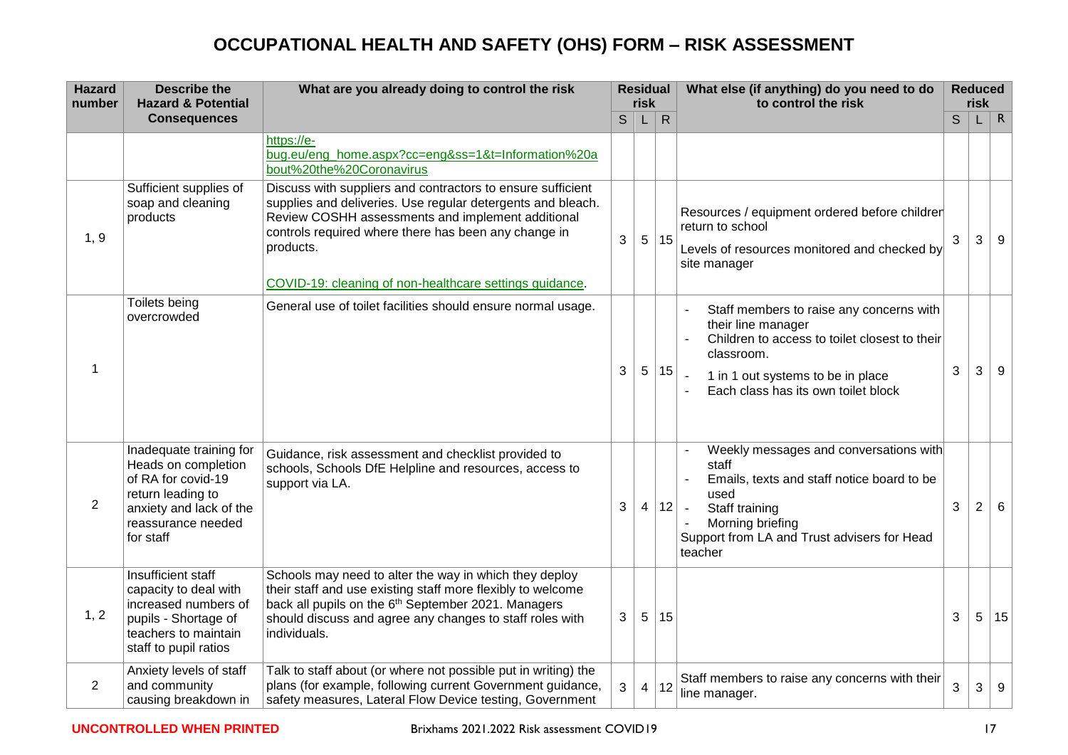# OCCUPATIONAL HEALTH AND SAFETY (OHS) FORM – RISK ASSESSMENT

| Hazard number | Describe the Hazard & Potential Consequences | What are you already doing to control the risk | Residual risk | | | What else (if anything) do you need to do to control the risk | Reduced risk | | |
|---|---|---|---|---|---|---|---|---|---|
| | | | S | L | R | | S | L | R |
| | | https://e-bug.eu/eng_home.aspx?cc=eng&ss=1&t=Information%20about%20the%20Coronavirus | | | | | | | |
| 1, 9 | Sufficient supplies of soap and cleaning products | Discuss with suppliers and contractors to ensure sufficient supplies and deliveries. Use regular detergents and bleach. Review COSHH assessments and implement additional controls required where there has been any change in products.<br><br>COVID-19: cleaning of non-healthcare settings guidance. | 3 | 5 | 15 | Resources / equipment ordered before children return to school<br><br>Levels of resources monitored and checked by site manager | 3 | 3 | 9 |
| 1 | Toilets being overcrowded | General use of toilet facilities should ensure normal usage. | 3 | 5 | 15 | - Staff members to raise any concerns with their line manager<br>- Children to access to toilet closest to their classroom.<br>- 1 in 1 out systems to be in place<br>- Each class has its own toilet block | 3 | 3 | 9 |
| 2 | Inadequate training for Heads on completion of RA for covid-19 return leading to anxiety and lack of the reassurance needed for staff | Guidance, risk assessment and checklist provided to schools, Schools DfE Helpline and resources, access to support via LA. | 3 | 4 | 12 | - Weekly messages and conversations with staff<br>- Emails, texts and staff notice board to be used<br>- Staff training<br>- Morning briefing<br>Support from LA and Trust advisers for Head teacher | 3 | 2 | 6 |
| 1, 2 | Insufficient staff capacity to deal with increased numbers of pupils - Shortage of teachers to maintain staff to pupil ratios | Schools may need to alter the way in which they deploy their staff and use existing staff more flexibly to welcome back all pupils on the 6th September 2021. Managers should discuss and agree any changes to staff roles with individuals. | 3 | 5 | 15 | | 3 | 5 | 15 |
| 2 | Anxiety levels of staff and community causing breakdown in | Talk to staff about (or where not possible put in writing) the plans (for example, following current Government guidance, safety measures, Lateral Flow Device testing, Government | 3 | 4 | 12 | Staff members to raise any concerns with their line manager. | 3 | 3 | 9 |

**UNCONTROLLED WHEN PRINTED** Brixhams 2021.2022 Risk assessment COVID19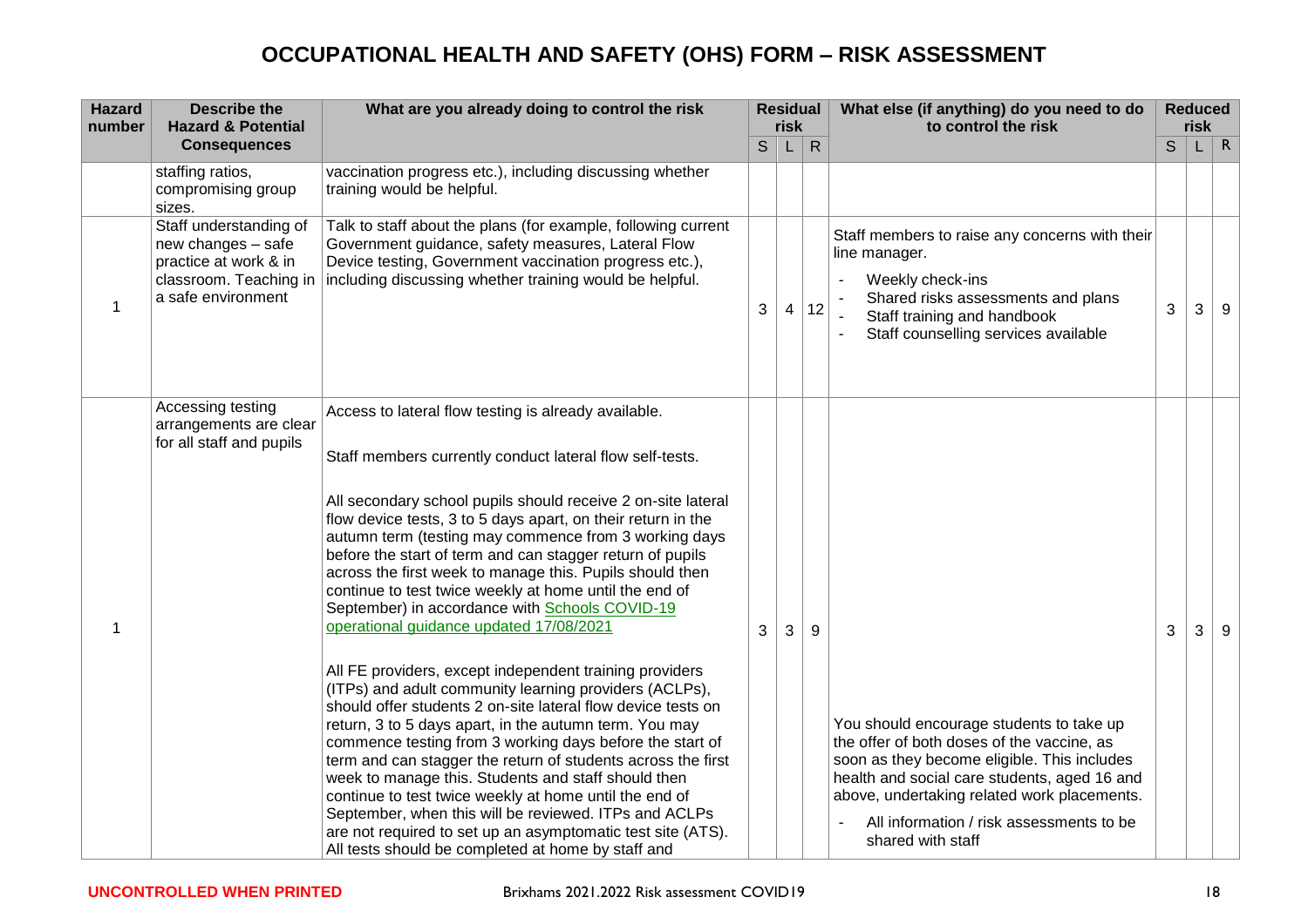# OCCUPATIONAL HEALTH AND SAFETY (OHS) FORM – RISK ASSESSMENT

| Hazard number | Describe the Hazard & Potential Consequences | What are you already doing to control the risk | Residual risk | | | What else (if anything) do you need to do to control the risk | Reduced risk | | |
|---|---|---|---|---|---|---|---|---|---|
| | | | S | L | R | | S | L | R |
| | staffing ratios, compromising group sizes. | vaccination progress etc.), including discussing whether training would be helpful. | | | | | | | |
| 1 | Staff understanding of new changes – safe practice at work & in classroom. Teaching in a safe environment | Talk to staff about the plans (for example, following current Government guidance, safety measures, Lateral Flow Device testing, Government vaccination progress etc.), including discussing whether training would be helpful. | 3 | 4 | 12 | Staff members to raise any concerns with their line manager.<br>- Weekly check-ins<br>- Shared risks assessments and plans<br>- Staff training and handbook<br>- Staff counselling services available | 3 | 3 | 9 |
| 1 | Accessing testing arrangements are clear for all staff and pupils | Access to lateral flow testing is already available.<br><br>Staff members currently conduct lateral flow self-tests.<br><br>All secondary school pupils should receive 2 on-site lateral flow device tests, 3 to 5 days apart, on their return in the autumn term (testing may commence from 3 working days before the start of term and can stagger return of pupils across the first week to manage this. Pupils should then continue to test twice weekly at home until the end of September) in accordance with [Schools COVID-19 operational guidance updated 17/08/2021]()<br><br>All FE providers, except independent training providers (ITPs) and adult community learning providers (ACLPs), should offer students 2 on-site lateral flow device tests on return, 3 to 5 days apart, in the autumn term. You may commence testing from 3 working days before the start of term and can stagger the return of students across the first week to manage this. Students and staff should then continue to test twice weekly at home until the end of September, when this will be reviewed. ITPs and ACLPs are not required to set up an asymptomatic test site (ATS). All tests should be completed at home by staff and | 3 | 3 | 9 | You should encourage students to take up the offer of both doses of the vaccine, as soon as they become eligible. This includes health and social care students, aged 16 and above, undertaking related work placements.<br>- All information / risk assessments to be shared with staff | 3 | 3 | 9 |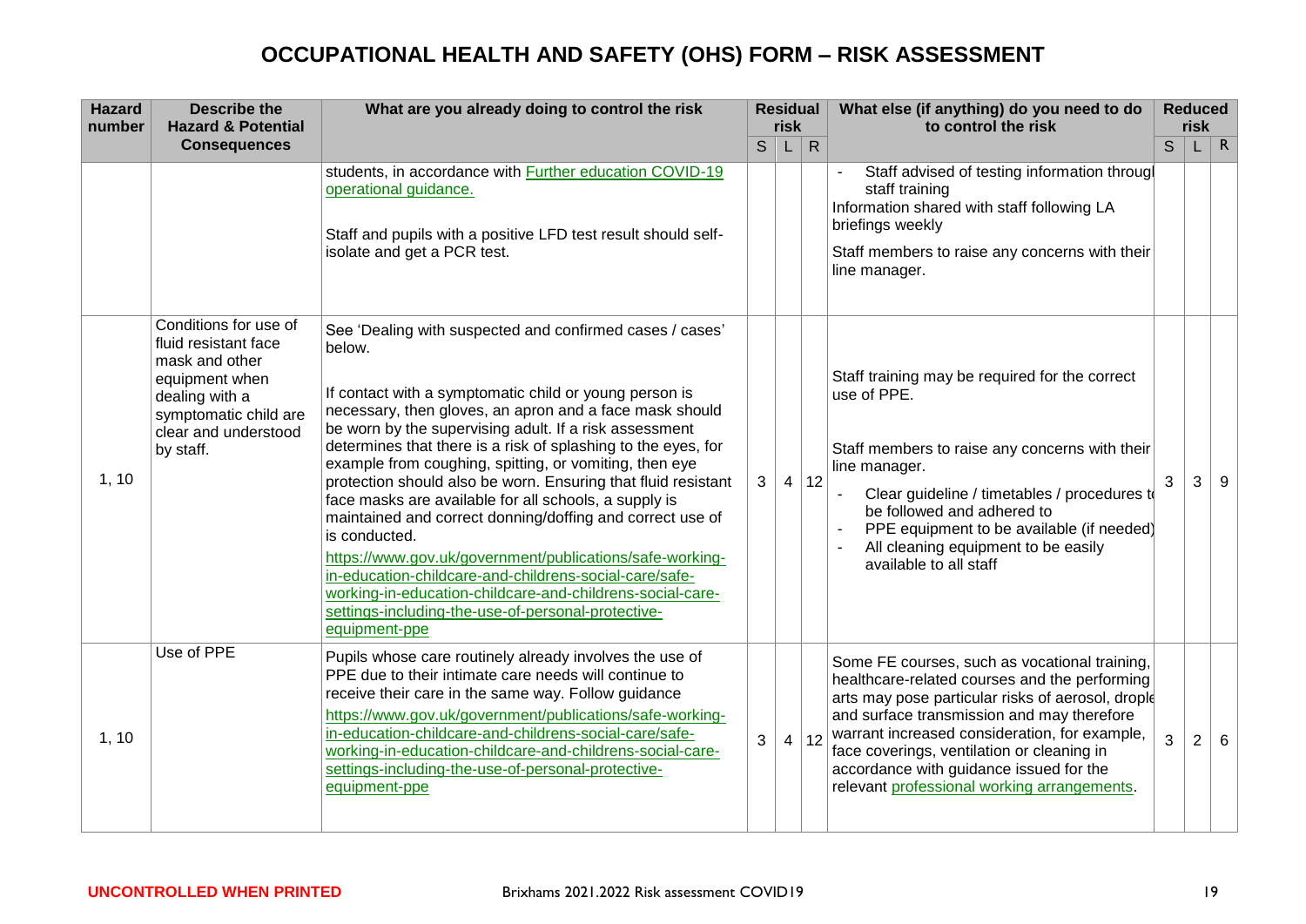# OCCUPATIONAL HEALTH AND SAFETY (OHS) FORM – RISK ASSESSMENT

| Hazard number | Describe the Hazard & Potential Consequences | What are you already doing to control the risk | Residual risk | | | What else (if anything) do you need to do to control the risk | Reduced risk | | |
|---|---|---|---|---|---|---|---|---|---|
| | | | S | L | R | | S | L | R |
| | | students, in accordance with Further education COVID-19 operational guidance.<br><br>Staff and pupils with a positive LFD test result should self-isolate and get a PCR test. | | | | - Staff advised of testing information through staff training<br>Information shared with staff following LA briefings weekly<br>Staff members to raise any concerns with their line manager. | | | |
| 1, 10 | Conditions for use of fluid resistant face mask and other equipment when dealing with a symptomatic child are clear and understood by staff. | See 'Dealing with suspected and confirmed cases / cases' below.<br><br>If contact with a symptomatic child or young person is necessary, then gloves, an apron and a face mask should be worn by the supervising adult. If a risk assessment determines that there is a risk of splashing to the eyes, for example from coughing, spitting, or vomiting, then eye protection should also be worn. Ensuring that fluid resistant face masks are available for all schools, a supply is maintained and correct donning/doffing and correct use of is conducted.<br>https://www.gov.uk/government/publications/safe-working-in-education-childcare-and-childrens-social-care/safe-working-in-education-childcare-and-childrens-social-care-settings-including-the-use-of-personal-protective-equipment-ppe | 3 | 4 | 12 | Staff training may be required for the correct use of PPE.<br><br>Staff members to raise any concerns with their line manager.<br>- Clear guideline / timetables / procedures to be followed and adhered to<br>- PPE equipment to be available (if needed)<br>- All cleaning equipment to be easily available to all staff | 3 | 3 | 9 |
| 1, 10 | Use of PPE | Pupils whose care routinely already involves the use of PPE due to their intimate care needs will continue to receive their care in the same way. Follow guidance<br>https://www.gov.uk/government/publications/safe-working-in-education-childcare-and-childrens-social-care/safe-working-in-education-childcare-and-childrens-social-care-settings-including-the-use-of-personal-protective-equipment-ppe | 3 | 4 | 12 | Some FE courses, such as vocational training, healthcare-related courses and the performing arts may pose particular risks of aerosol, droplet and surface transmission and may therefore warrant increased consideration, for example, face coverings, ventilation or cleaning in accordance with guidance issued for the relevant professional working arrangements. | 3 | 2 | 6 |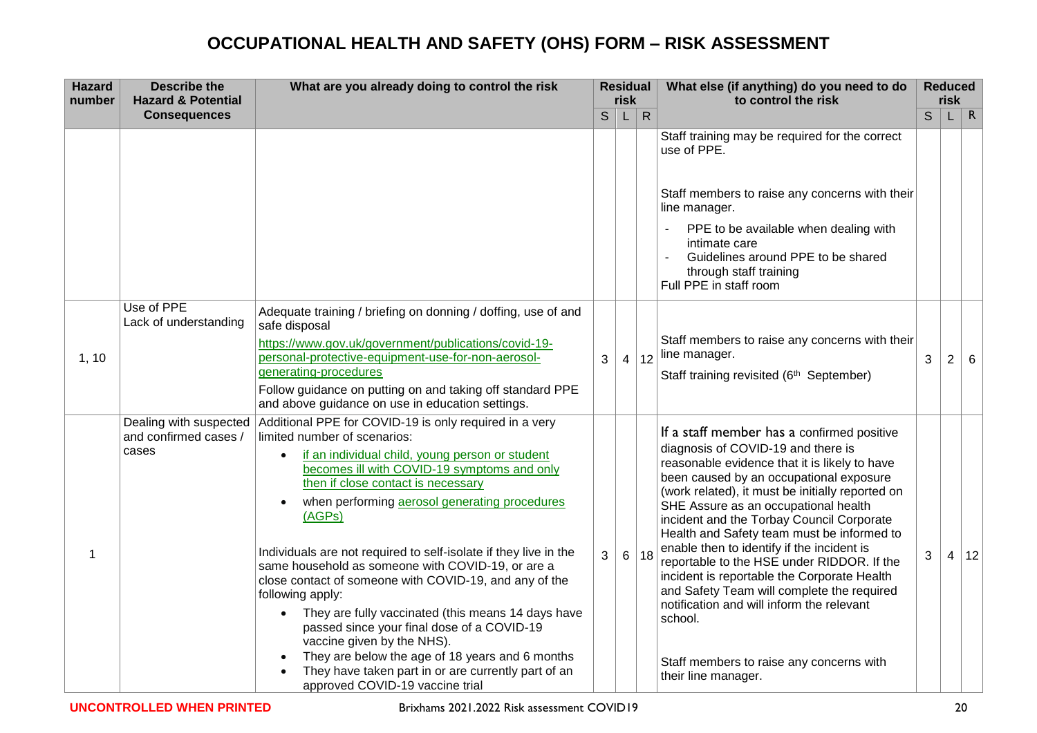# OCCUPATIONAL HEALTH AND SAFETY (OHS) FORM – RISK ASSESSMENT

| Hazard number | Describe the Hazard & Potential Consequences | What are you already doing to control the risk | Residual risk | | | What else (if anything) do you need to do to control the risk | Reduced risk | | |
|---|---|---|---|---|---|---|---|---|---|
| | | | S | L | R | | S | L | R |
| | | | | | | Staff training may be required for the correct use of PPE.<br><br>Staff members to raise any concerns with their line manager.<br>- PPE to be available when dealing with intimate care<br>- Guidelines around PPE to be shared through staff training<br>Full PPE in staff room | | | |
| 1, 10 | Use of PPE<br>Lack of understanding | Adequate training / briefing on donning / doffing, use of and safe disposal<br>https://www.gov.uk/government/publications/covid-19-personal-protective-equipment-use-for-non-aerosol-generating-procedures<br>Follow guidance on putting on and taking off standard PPE and above guidance on use in education settings. | 3 | 4 | 12 | Staff members to raise any concerns with their line manager.<br>Staff training revisited (6th September) | 3 | 2 | 6 |
| 1 | Dealing with suspected and confirmed cases / cases | Additional PPE for COVID-19 is only required in a very limited number of scenarios:<br>• if an individual child, young person or student becomes ill with COVID-19 symptoms and only then if close contact is necessary<br>• when performing aerosol generating procedures (AGPs)<br><br>Individuals are not required to self-isolate if they live in the same household as someone with COVID-19, or are a close contact of someone with COVID-19, and any of the following apply:<br>• They are fully vaccinated (this means 14 days have passed since your final dose of a COVID-19 vaccine given by the NHS).<br>• They are below the age of 18 years and 6 months<br>• They have taken part in or are currently part of an approved COVID-19 vaccine trial | 3 | 6 | 18 | If a staff member has a confirmed positive diagnosis of COVID-19 and there is reasonable evidence that it is likely to have been caused by an occupational exposure (work related), it must be initially reported on SHE Assure as an occupational health incident and the Torbay Council Corporate Health and Safety team must be informed to enable then to identify if the incident is reportable to the HSE under RIDDOR. If the incident is reportable the Corporate Health and Safety Team will complete the required notification and will inform the relevant school.<br><br>Staff members to raise any concerns with their line manager. | 3 | 4 | 12 |

**UNCONTROLLED WHEN PRINTED** Brixhams 2021.2022 Risk assessment COVID19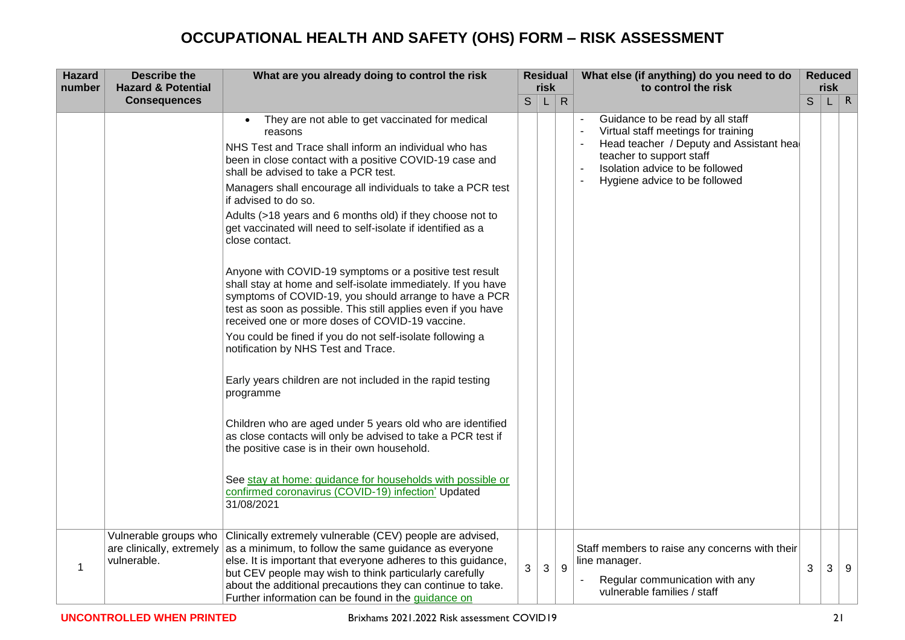# OCCUPATIONAL HEALTH AND SAFETY (OHS) FORM – RISK ASSESSMENT

| Hazard number | Describe the Hazard & Potential Consequences | What are you already doing to control the risk | Residual risk | | | What else (if anything) do you need to do to control the risk | Reduced risk | | |
|---|---|---|---|---|---|---|---|---|---|
| | | | S | L | R | | S | L | R |
| | | • They are not able to get vaccinated for medical reasons<br><br>NHS Test and Trace shall inform an individual who has been in close contact with a positive COVID-19 case and shall be advised to take a PCR test.<br><br>Managers shall encourage all individuals to take a PCR test if advised to do so.<br><br>Adults (>18 years and 6 months old) if they choose not to get vaccinated will need to self-isolate if identified as a close contact.<br><br>Anyone with COVID-19 symptoms or a positive test result shall stay at home and self-isolate immediately. If you have symptoms of COVID-19, you should arrange to have a PCR test as soon as possible. This still applies even if you have received one or more doses of COVID-19 vaccine.<br><br>You could be fined if you do not self-isolate following a notification by NHS Test and Trace.<br><br>Early years children are not included in the rapid testing programme<br><br>Children who are aged under 5 years old who are identified as close contacts will only be advised to take a PCR test if the positive case is in their own household.<br><br>See stay at home: guidance for households with possible or confirmed coronavirus (COVID-19) infection' Updated 31/08/2021 | | | | - Guidance to be read by all staff<br>- Virtual staff meetings for training<br>- Head teacher / Deputy and Assistant head teacher to support staff<br>- Isolation advice to be followed<br>- Hygiene advice to be followed | | | |
| 1 | Vulnerable groups who are clinically, extremely vulnerable. | Clinically extremely vulnerable (CEV) people are advised, as a minimum, to follow the same guidance as everyone else. It is important that everyone adheres to this guidance, but CEV people may wish to think particularly carefully about the additional precautions they can continue to take. Further information can be found in the guidance on | 3 | 3 | 9 | Staff members to raise any concerns with their line manager.<br>- Regular communication with any vulnerable families / staff | 3 | 3 | 9 |

UNCONTROLLED WHEN PRINTED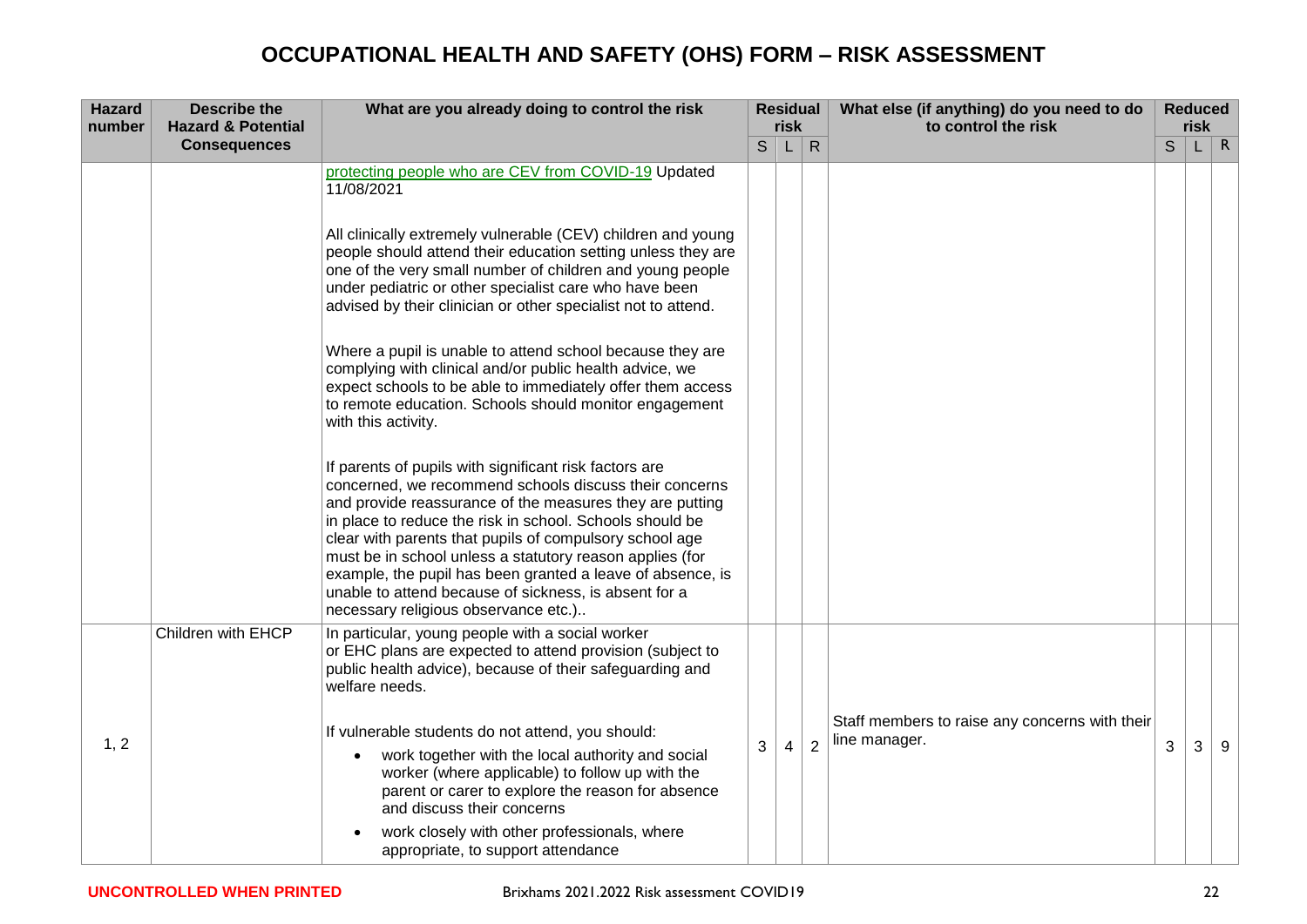# OCCUPATIONAL HEALTH AND SAFETY (OHS) FORM – RISK ASSESSMENT

| Hazard number | Describe the Hazard & Potential Consequences | What are you already doing to control the risk | Residual risk | | | What else (if anything) do you need to do to control the risk | Reduced risk | | |
|---|---|---|---|---|---|---|---|---|---|
| | | | S | L | R | | S | L | R |
| | | protecting people who are CEV from COVID-19 Updated 11/08/2021<br><br>All clinically extremely vulnerable (CEV) children and young people should attend their education setting unless they are one of the very small number of children and young people under pediatric or other specialist care who have been advised by their clinician or other specialist not to attend.<br><br>Where a pupil is unable to attend school because they are complying with clinical and/or public health advice, we expect schools to be able to immediately offer them access to remote education. Schools should monitor engagement with this activity.<br><br>If parents of pupils with significant risk factors are concerned, we recommend schools discuss their concerns and provide reassurance of the measures they are putting in place to reduce the risk in school. Schools should be clear with parents that pupils of compulsory school age must be in school unless a statutory reason applies (for example, the pupil has been granted a leave of absence, is unable to attend because of sickness, is absent for a necessary religious observance etc.).. | | | | | | | |
| 1, 2 | Children with EHCP | In particular, young people with a social worker or EHC plans are expected to attend provision (subject to public health advice), because of their safeguarding and welfare needs.<br><br>If vulnerable students do not attend, you should:<br>• work together with the local authority and social worker (where applicable) to follow up with the parent or carer to explore the reason for absence and discuss their concerns<br>• work closely with other professionals, where appropriate, to support attendance | 3 | 4 | 2 | Staff members to raise any concerns with their line manager. | 3 | 3 | 9 |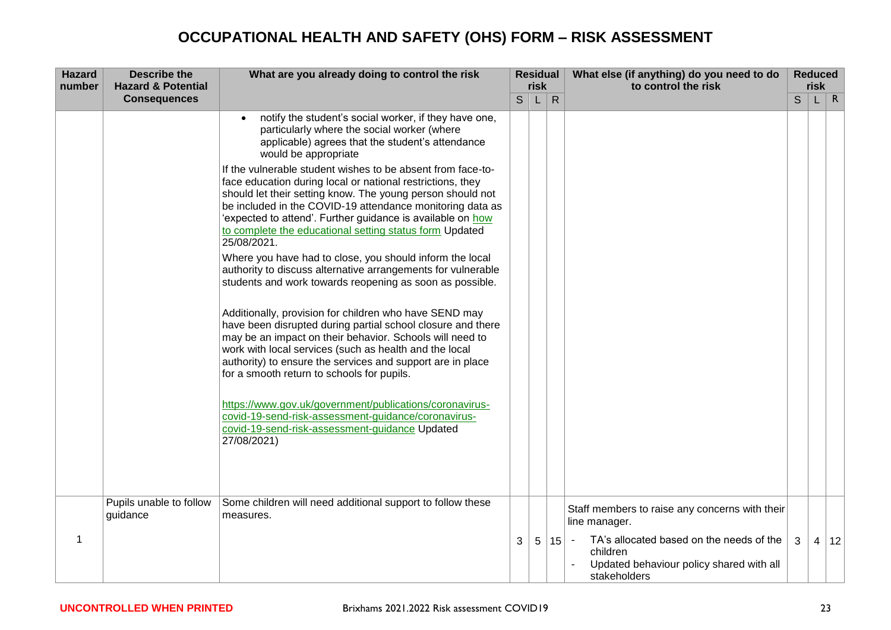# OCCUPATIONAL HEALTH AND SAFETY (OHS) FORM – RISK ASSESSMENT

| Hazard number | Describe the Hazard & Potential Consequences | What are you already doing to control the risk | Residual risk | | | What else (if anything) do you need to do to control the risk | Reduced risk | | |
|---|---|---|---|---|---|---|---|---|---|
| | | | S | L | R | | S | L | R |
| | | • notify the student's social worker, if they have one, particularly where the social worker (where applicable) agrees that the student's attendance would be appropriate<br><br>If the vulnerable student wishes to be absent from face-to-face education during local or national restrictions, they should let their setting know. The young person should not be included in the COVID-19 attendance monitoring data as 'expected to attend'. Further guidance is available on how to complete the educational setting status form Updated 25/08/2021.<br><br>Where you have had to close, you should inform the local authority to discuss alternative arrangements for vulnerable students and work towards reopening as soon as possible.<br><br>Additionally, provision for children who have SEND may have been disrupted during partial school closure and there may be an impact on their behavior. Schools will need to work with local services (such as health and the local authority) to ensure the services and support are in place for a smooth return to schools for pupils.<br><br>https://www.gov.uk/government/publications/coronavirus-covid-19-send-risk-assessment-guidance/coronavirus-covid-19-send-risk-assessment-guidance Updated 27/08/2021) | | | | | | | |
| 1 | Pupils unable to follow guidance | Some children will need additional support to follow these measures. | 3 | 5 | 15 | Staff members to raise any concerns with their line manager.<br>- TA's allocated based on the needs of the children<br>- Updated behaviour policy shared with all stakeholders | 3 | 4 | 12 |

**UNCONTROLLED WHEN PRINTED** Brixhams 2021.2022 Risk assessment COVID19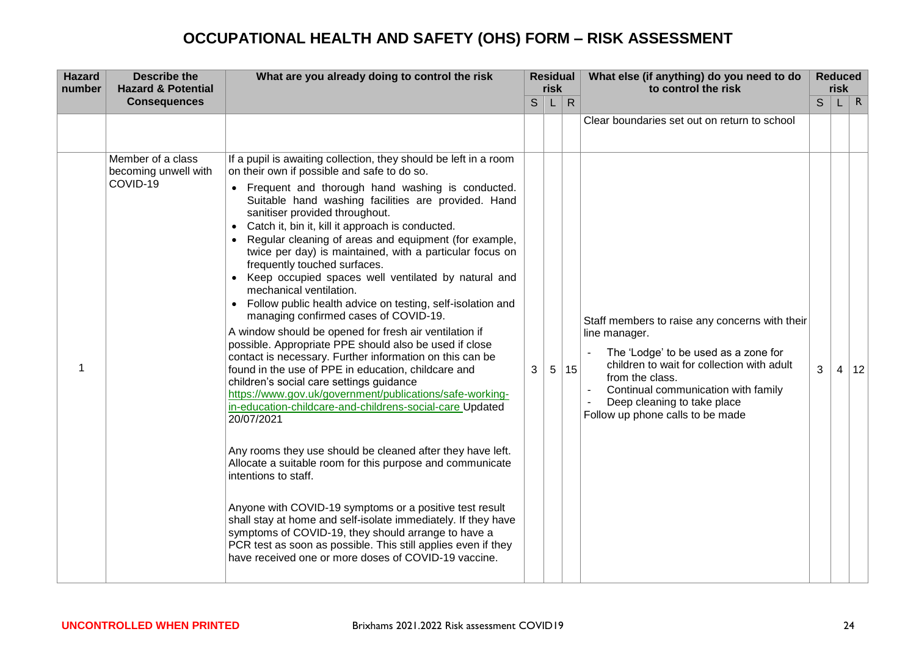# OCCUPATIONAL HEALTH AND SAFETY (OHS) FORM – RISK ASSESSMENT

| Hazard number | Describe the Hazard & Potential Consequences | What are you already doing to control the risk | Residual risk | | | What else (if anything) do you need to do to control the risk | Reduced risk | | |
|---|---|---|---|---|---|---|---|---|---|
| | | | S | L | R | | S | L | R |
| | | | | | | Clear boundaries set out on return to school | | | |
| 1 | Member of a class becoming unwell with COVID-19 | If a pupil is awaiting collection, they should be left in a room on their own if possible and safe to do so.<br>• Frequent and thorough hand washing is conducted. Suitable hand washing facilities are provided. Hand sanitiser provided throughout.<br>• Catch it, bin it, kill it approach is conducted.<br>• Regular cleaning of areas and equipment (for example, twice per day) is maintained, with a particular focus on frequently touched surfaces.<br>• Keep occupied spaces well ventilated by natural and mechanical ventilation.<br>• Follow public health advice on testing, self-isolation and managing confirmed cases of COVID-19.<br>A window should be opened for fresh air ventilation if possible. Appropriate PPE should also be used if close contact is necessary. Further information on this can be found in the use of PPE in education, childcare and children's social care settings guidance https://www.gov.uk/government/publications/safe-working-in-education-childcare-and-childrens-social-care Updated 20/07/2021<br><br>Any rooms they use should be cleaned after they have left. Allocate a suitable room for this purpose and communicate intentions to staff.<br><br>Anyone with COVID-19 symptoms or a positive test result shall stay at home and self-isolate immediately. If they have symptoms of COVID-19, they should arrange to have a PCR test as soon as possible. This still applies even if they have received one or more doses of COVID-19 vaccine. | 3 | 5 | 15 | Staff members to raise any concerns with their line manager.<br>- The 'Lodge' to be used as a zone for children to wait for collection with adult from the class.<br>- Continual communication with family<br>- Deep cleaning to take place<br>Follow up phone calls to be made | 3 | 4 | 12 |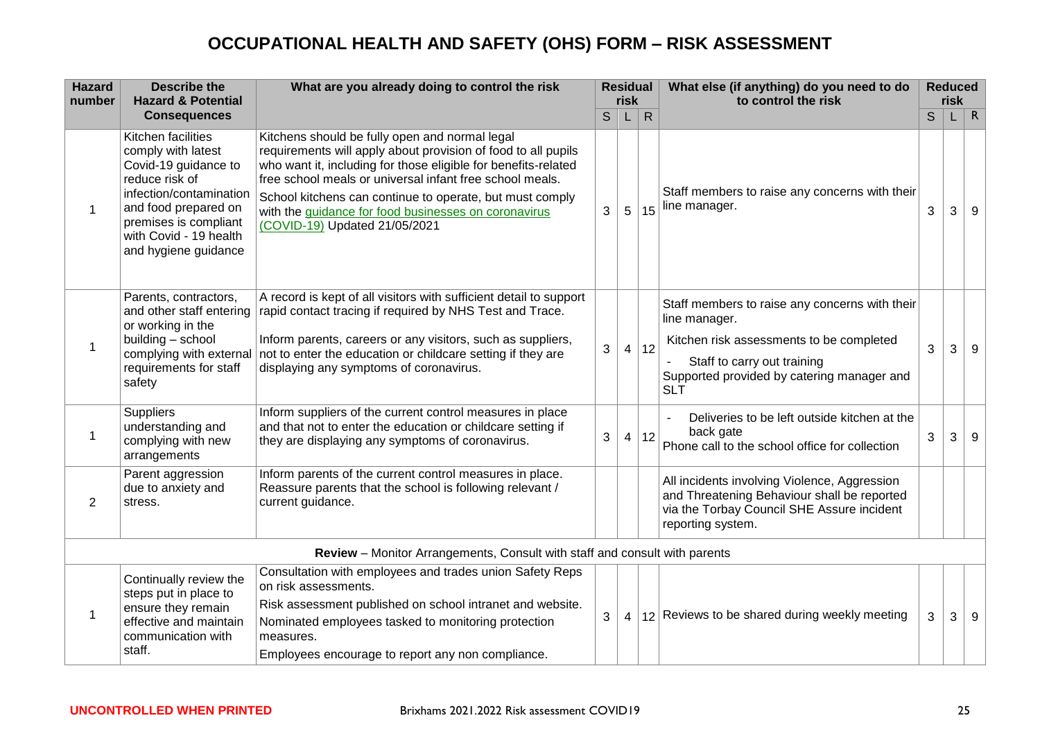# OCCUPATIONAL HEALTH AND SAFETY (OHS) FORM – RISK ASSESSMENT

| Hazard number | Describe the Hazard & Potential Consequences | What are you already doing to control the risk | Residual risk | | | What else (if anything) do you need to do to control the risk | Reduced risk | | |
|---|---|---|---|---|---|---|---|---|---|
| | | | S | L | R | | S | L | R |
| 1 | Kitchen facilities comply with latest Covid-19 guidance to reduce risk of infection/contamination and food prepared on premises is compliant with Covid - 19 health and hygiene guidance | Kitchens should be fully open and normal legal requirements will apply about provision of food to all pupils who want it, including for those eligible for benefits-related free school meals or universal infant free school meals.<br>School kitchens can continue to operate, but must comply with the guidance for food businesses on coronavirus (COVID-19) Updated 21/05/2021 | 3 | 5 | 15 | Staff members to raise any concerns with their line manager. | 3 | 3 | 9 |
| 1 | Parents, contractors, and other staff entering or working in the building – school complying with external requirements for staff safety | A record is kept of all visitors with sufficient detail to support rapid contact tracing if required by NHS Test and Trace.<br>Inform parents, careers or any visitors, such as suppliers, not to enter the education or childcare setting if they are displaying any symptoms of coronavirus. | 3 | 4 | 12 | Staff members to raise any concerns with their line manager.<br>Kitchen risk assessments to be completed<br>- Staff to carry out training<br>Supported provided by catering manager and SLT | 3 | 3 | 9 |
| 1 | Suppliers understanding and complying with new arrangements | Inform suppliers of the current control measures in place and that not to enter the education or childcare setting if they are displaying any symptoms of coronavirus. | 3 | 4 | 12 | - Deliveries to be left outside kitchen at the back gate<br>Phone call to the school office for collection | 3 | 3 | 9 |
| 2 | Parent aggression due to anxiety and stress. | Inform parents of the current control measures in place. Reassure parents that the school is following relevant / current guidance. | | | | All incidents involving Violence, Aggression and Threatening Behaviour shall be reported via the Torbay Council SHE Assure incident reporting system. | | | |
| **Review** – Monitor Arrangements, Consult with staff and consult with parents | | | | | | | | | |
| 1 | Continually review the steps put in place to ensure they remain effective and maintain communication with staff. | Consultation with employees and trades union Safety Reps on risk assessments.<br>Risk assessment published on school intranet and website.<br>Nominated employees tasked to monitoring protection measures.<br>Employees encourage to report any non compliance. | 3 | 4 | 12 | Reviews to be shared during weekly meeting | 3 | 3 | 9 |

**UNCONTROLLED WHEN PRINTED** Brixhams 2021.2022 Risk assessment COVID19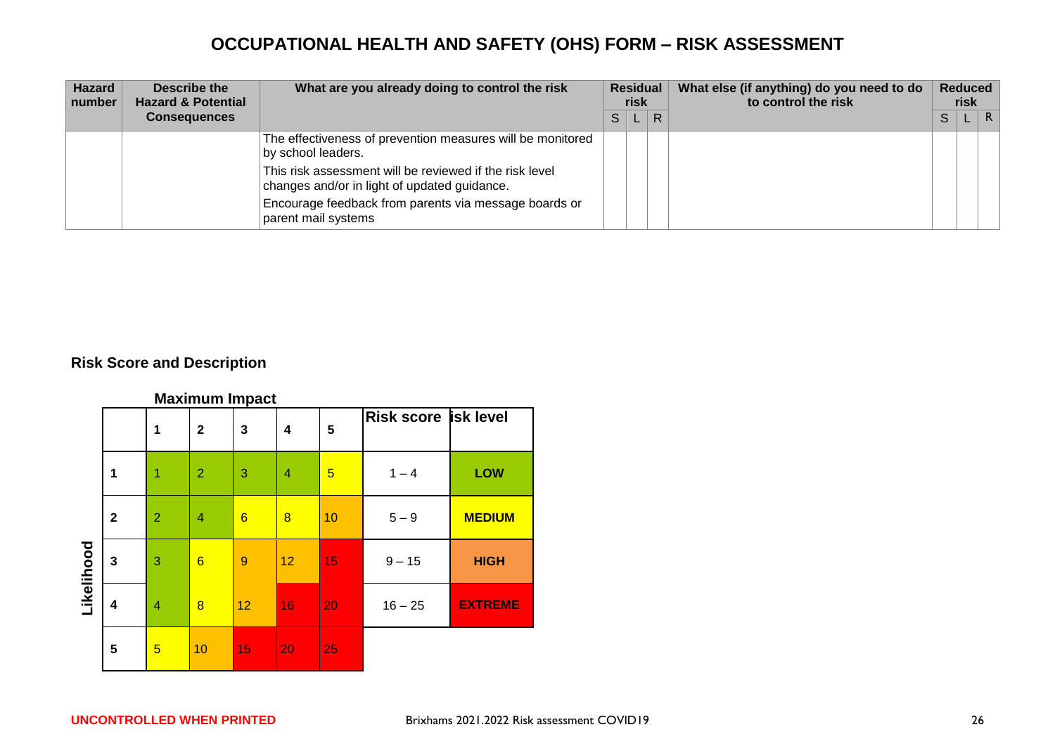# OCCUPATIONAL HEALTH AND SAFETY (OHS) FORM – RISK ASSESSMENT

| Hazard number | Describe the Hazard & Potential Consequences | What are you already doing to control the risk | Residual risk | | | What else (if anything) do you need to do to control the risk | Reduced risk | | |
|---|---|---|---|---|---|---|---|---|---|
| | | | S | L | R | | S | L | R |
| | | The effectiveness of prevention measures will be monitored by school leaders.<br>This risk assessment will be reviewed if the risk level changes and/or in light of updated guidance.<br>Encourage feedback from parents via message boards or parent mail systems | | | | | | | |

## Risk Score and Description

**Maximum Impact**

| Likelihood | 1 | 2 | 3 | 4 | 5 | Risk score | isk level |
|---|---|---|---|---|---|---|---|
| 1 | 1 | 2 | 3 | 4 | 5 | 1 – 4 | LOW |
| 2 | 2 | 4 | 6 | 8 | 10 | 5 – 9 | MEDIUM |
| 3 | 3 | 6 | 9 | 12 | 15 | 9 – 15 | HIGH |
| 4 | 4 | 8 | 12 | 16 | 20 | 16 – 25 | EXTREME |
| 5 | 5 | 10 | 15 | 20 | 25 | | |

**UNCONTROLLED WHEN PRINTED**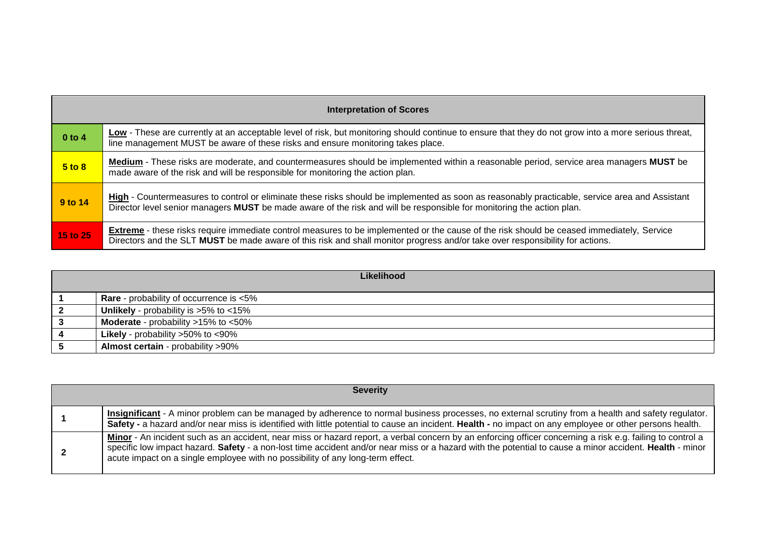| Interpretation of Scores | |
|---|---|
| 0 to 4 | **Low** - These are currently at an acceptable level of risk, but monitoring should continue to ensure that they do not grow into a more serious threat, line management MUST be aware of these risks and ensure monitoring takes place. |
| 5 to 8 | **Medium** - These risks are moderate, and countermeasures should be implemented within a reasonable period, service area managers **MUST** be made aware of the risk and will be responsible for monitoring the action plan. |
| 9 to 14 | **High** - Countermeasures to control or eliminate these risks should be implemented as soon as reasonably practicable, service area and Assistant Director level senior managers **MUST** be made aware of the risk and will be responsible for monitoring the action plan. |
| 15 to 25 | **Extreme** - these risks require immediate control measures to be implemented or the cause of the risk should be ceased immediately, Service Directors and the SLT **MUST** be made aware of this risk and shall monitor progress and/or take over responsibility for actions. |

| Likelihood | |
|---|---|
| 1 | **Rare** - probability of occurrence is <5% |
| 2 | **Unlikely** - probability is >5% to <15% |
| 3 | **Moderate** - probability >15% to <50% |
| 4 | **Likely** - probability >50% to <90% |
| 5 | **Almost certain** - probability >90% |

| Severity | |
|---|---|
| 1 | **Insignificant** - A minor problem can be managed by adherence to normal business processes, no external scrutiny from a health and safety regulator. **Safety -** a hazard and/or near miss is identified with little potential to cause an incident. **Health -** no impact on any employee or other persons health. |
| 2 | **Minor** - An incident such as an accident, near miss or hazard report, a verbal concern by an enforcing officer concerning a risk e.g. failing to control a specific low impact hazard. **Safety** - a non-lost time accident and/or near miss or a hazard with the potential to cause a minor accident. **Health** - minor acute impact on a single employee with no possibility of any long-term effect. |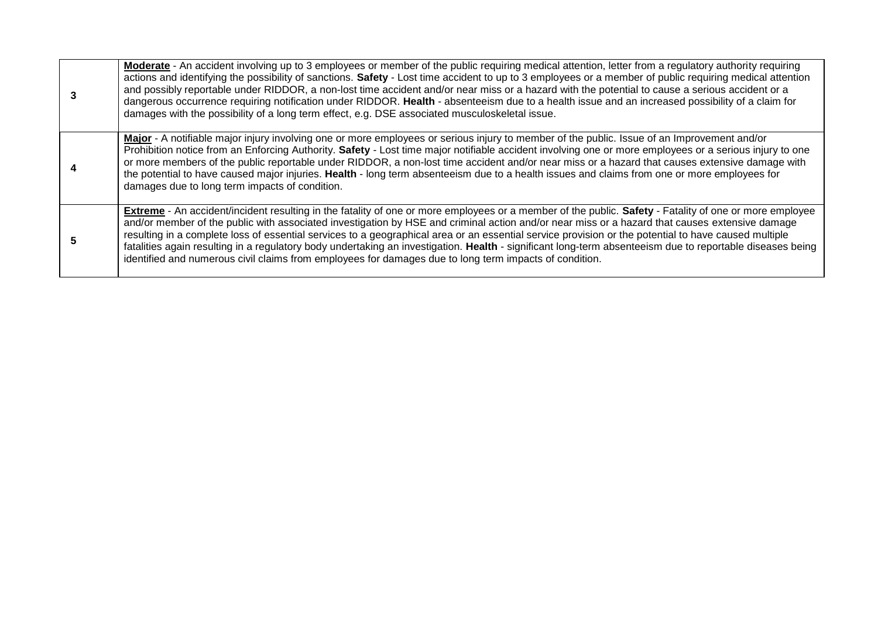| | |
|---|---|
| **3** | **Moderate** - An accident involving up to 3 employees or member of the public requiring medical attention, letter from a regulatory authority requiring actions and identifying the possibility of sanctions. **Safety** - Lost time accident to up to 3 employees or a member of public requiring medical attention and possibly reportable under RIDDOR, a non-lost time accident and/or near miss or a hazard with the potential to cause a serious accident or a dangerous occurrence requiring notification under RIDDOR. **Health** - absenteeism due to a health issue and an increased possibility of a claim for damages with the possibility of a long term effect, e.g. DSE associated musculoskeletal issue. |
| **4** | **Major** - A notifiable major injury involving one or more employees or serious injury to member of the public. Issue of an Improvement and/or Prohibition notice from an Enforcing Authority. **Safety** - Lost time major notifiable accident involving one or more employees or a serious injury to one or more members of the public reportable under RIDDOR, a non-lost time accident and/or near miss or a hazard that causes extensive damage with the potential to have caused major injuries. **Health** - long term absenteeism due to a health issues and claims from one or more employees for damages due to long term impacts of condition. |
| **5** | **Extreme** - An accident/incident resulting in the fatality of one or more employees or a member of the public. **Safety** - Fatality of one or more employee and/or member of the public with associated investigation by HSE and criminal action and/or near miss or a hazard that causes extensive damage resulting in a complete loss of essential services to a geographical area or an essential service provision or the potential to have caused multiple fatalities again resulting in a regulatory body undertaking an investigation. **Health** - significant long-term absenteeism due to reportable diseases being identified and numerous civil claims from employees for damages due to long term impacts of condition. |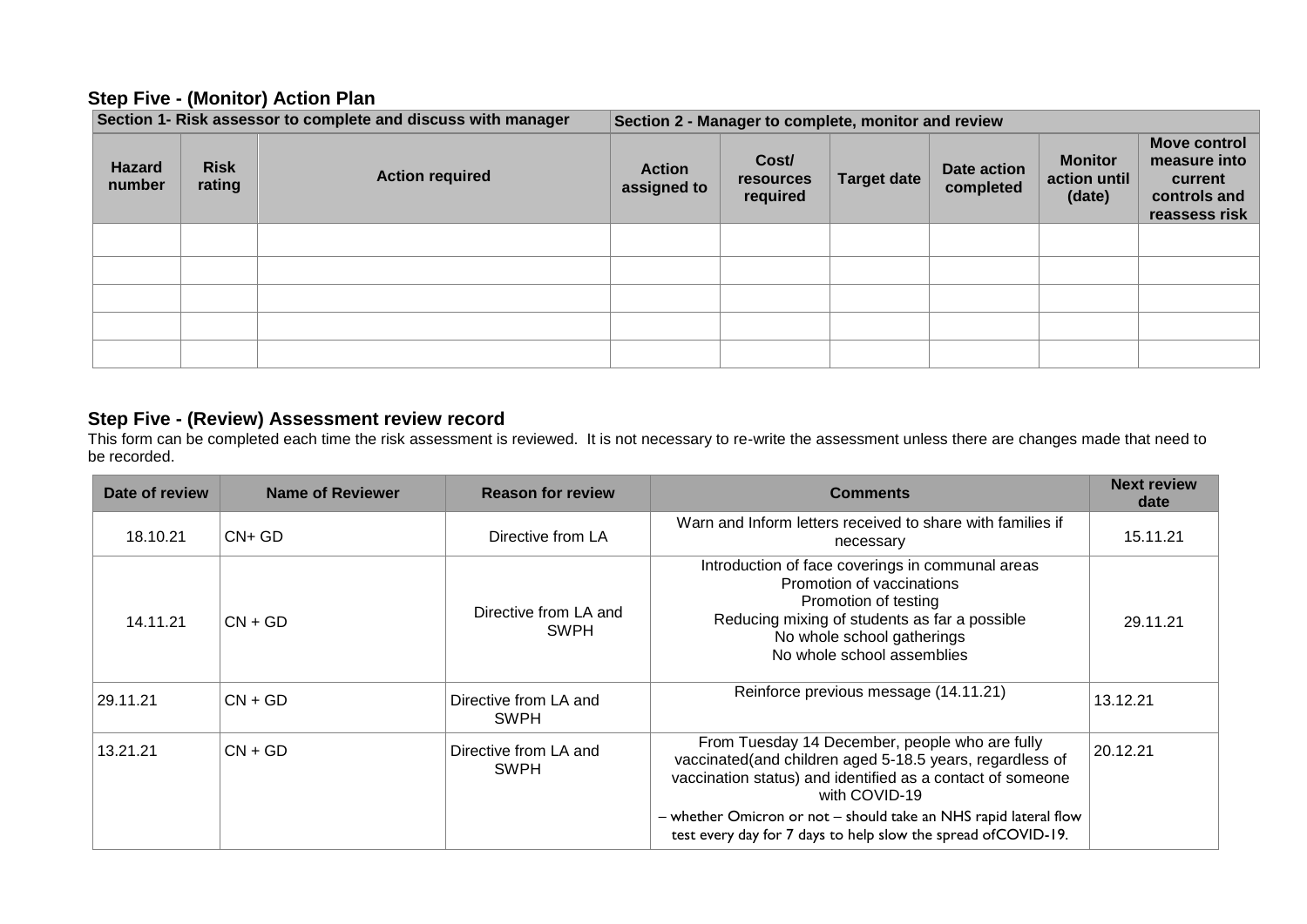## Step Five - (Monitor) Action Plan

| Section 1- Risk assessor to complete and discuss with manager | | | Section 2 - Manager to complete, monitor and review | | | | | |
|---|---|---|---|---|---|---|---|---|
| **Hazard number** | **Risk rating** | **Action required** | **Action assigned to** | **Cost/ resources required** | **Target date** | **Date action completed** | **Monitor action until (date)** | **Move control measure into current controls and reassess risk** |
| | | | | | | | | |
| | | | | | | | | |
| | | | | | | | | |
| | | | | | | | | |
| | | | | | | | | |

## Step Five - (Review) Assessment review record

This form can be completed each time the risk assessment is reviewed. It is not necessary to re-write the assessment unless there are changes made that need to be recorded.

| Date of review | Name of Reviewer | Reason for review | Comments | Next review date |
|---|---|---|---|---|
| 18.10.21 | CN+ GD | Directive from LA | Warn and Inform letters received to share with families if necessary | 15.11.21 |
| 14.11.21 | CN + GD | Directive from LA and SWPH | Introduction of face coverings in communal areas<br>Promotion of vaccinations<br>Promotion of testing<br>Reducing mixing of students as far a possible<br>No whole school gatherings<br>No whole school assemblies | 29.11.21 |
| 29.11.21 | CN + GD | Directive from LA and SWPH | Reinforce previous message (14.11.21) | 13.12.21 |
| 13.21.21 | CN + GD | Directive from LA and SWPH | From Tuesday 14 December, people who are fully vaccinated(and children aged 5-18.5 years, regardless of vaccination status) and identified as a contact of someone with COVID-19<br>– whether Omicron or not – should take an NHS rapid lateral flow test every day for 7 days to help slow the spread ofCOVID-19. | 20.12.21 |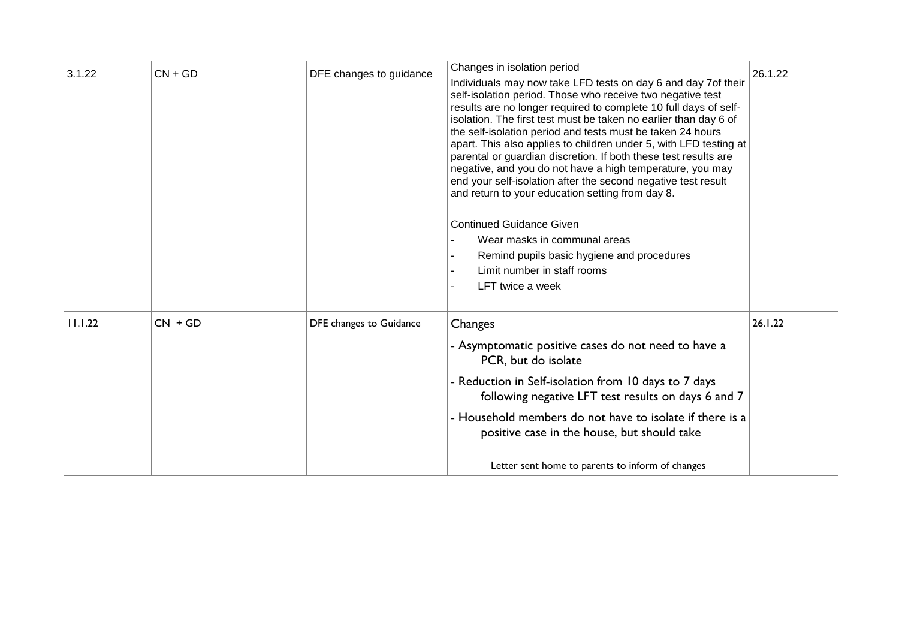| 3.1.22 | CN + GD | DFE changes to guidance | Changes in isolation period<br>Individuals may now take LFD tests on day 6 and day 7of their self-isolation period. Those who receive two negative test results are no longer required to complete 10 full days of self-isolation. The first test must be taken no earlier than day 6 of the self-isolation period and tests must be taken 24 hours apart. This also applies to children under 5, with LFD testing at parental or guardian discretion. If both these test results are negative, and you do not have a high temperature, you may end your self-isolation after the second negative test result and return to your education setting from day 8.<br><br>Continued Guidance Given<br>- Wear masks in communal areas<br>- Remind pupils basic hygiene and procedures<br>- Limit number in staff rooms<br>- LFT twice a week | 26.1.22 |
|---|---|---|---|---|
| 11.1.22 | CN + GD | DFE changes to Guidance | Changes<br>- Asymptomatic positive cases do not need to have a PCR, but do isolate<br>- Reduction in Self-isolation from 10 days to 7 days following negative LFT test results on days 6 and 7<br>- Household members do not have to isolate if there is a positive case in the house, but should take<br><br>Letter sent home to parents to inform of changes | 26.1.22 |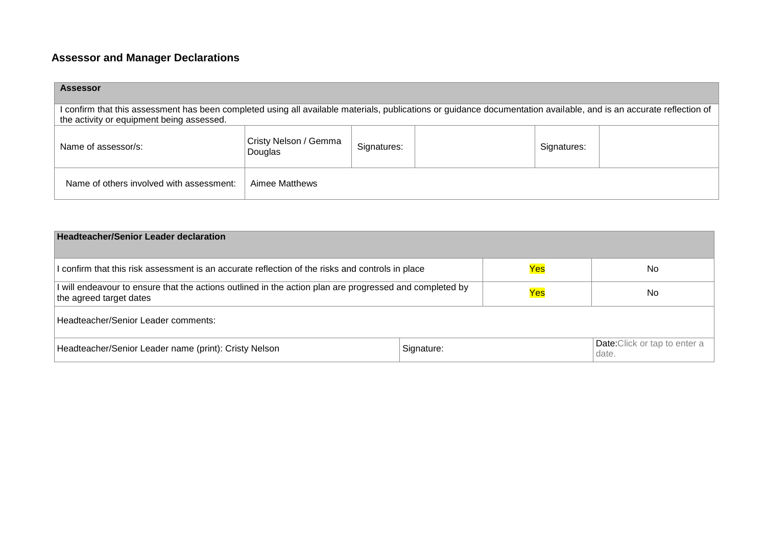## Assessor and Manager Declarations

| | | | | | |
|---|---|---|---|---|---|
| **Assessor** | | | | | |
| I confirm that this assessment has been completed using all available materials, publications or guidance documentation available, and is an accurate reflection of the activity or equipment being assessed. | | | | | |
| Name of assessor/s: | Cristy Nelson / Gemma Douglas | Signatures: | | Signatures: | |
| Name of others involved with assessment: | Aimee Matthews | | | | |

| | | |
|---|---|---|
| **Headteacher/Senior Leader declaration** | | |
| I confirm that this risk assessment is an accurate reflection of the risks and controls in place | Yes | No |
| I will endeavour to ensure that the actions outlined in the action plan are progressed and completed by the agreed target dates | Yes | No |
| Headteacher/Senior Leader comments: | | |
| Headteacher/Senior Leader name (print): Cristy Nelson | Signature: | **Date:** Click or tap to enter a date. |